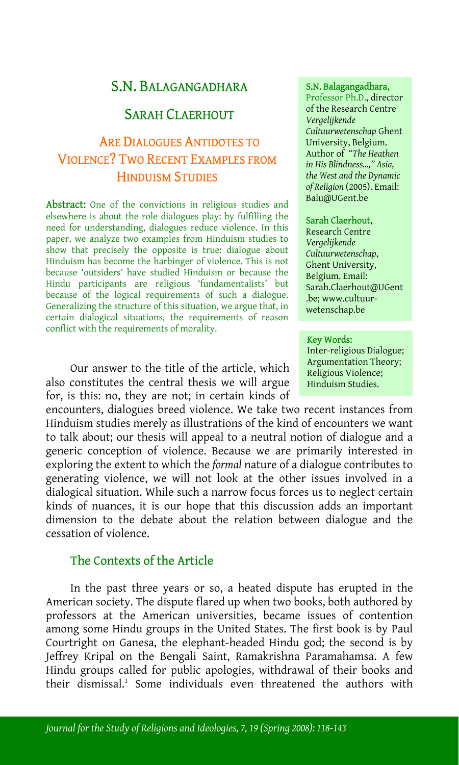# S.N. Balagangadhara

# Sarah Claerhout

# Are Dialogues Antidotes to Violence? Two Recent Examples from Hinduism Studies

**Abstract:** One of the convictions in religious studies and elsewhere is about the role dialogues play: by fulfilling the need for understanding, dialogues reduce violence. In this paper, we analyze two examples from Hinduism studies to show that precisely the opposite is true: dialogue about Hinduism has become the harbinger of violence. This is not because 'outsiders' have studied Hinduism or because the Hindu participants are religious 'fundamentalists' but because of the logical requirements of such a dialogue. Generalizing the structure of this situation, we argue that, in certain dialogical situations, the requirements of reason conflict with the requirements of morality.

**S.N. Balagangadhara**, Professor Ph.D., director of the Research Centre *Vergelijkende Cultuurwetenschap* Ghent University, Belgium. Author of *"The Heathen in His Blindness...," Asia, the West and the Dynamic of Religion* (2005). Email: Balu@UGent.be

**Sarah Claerhout**, Research Centre *Vergelijkende Cultuurwetenschap*, Ghent University, Belgium. Email: Sarah.Claerhout@UGent.be; www.cultuur-wetenschap.be

**Key Words:** Inter-religious Dialogue; Argumentation Theory; Religious Violence; Hinduism Studies.

Our answer to the title of the article, which also constitutes the central thesis we will argue for, is this: no, they are not; in certain kinds of encounters, dialogues breed violence. We take two recent instances from Hinduism studies merely as illustrations of the kind of encounters we want to talk about; our thesis will appeal to a neutral notion of dialogue and a generic conception of violence. Because we are primarily interested in exploring the extent to which the *formal* nature of a dialogue contributes to generating violence, we will not look at the other issues involved in a dialogical situation. While such a narrow focus forces us to neglect certain kinds of nuances, it is our hope that this discussion adds an important dimension to the debate about the relation between dialogue and the cessation of violence.

## The Contexts of the Article

In the past three years or so, a heated dispute has erupted in the American society. The dispute flared up when two books, both authored by professors at the American universities, became issues of contention among some Hindu groups in the United States. The first book is by Paul Courtright on Ganesa, the elephant-headed Hindu god; the second is by Jeffrey Kripal on the Bengali Saint, Ramakrishna Paramahamsa. A few Hindu groups called for public apologies, withdrawal of their books and their dismissal.[1] Some individuals even threatened the authors with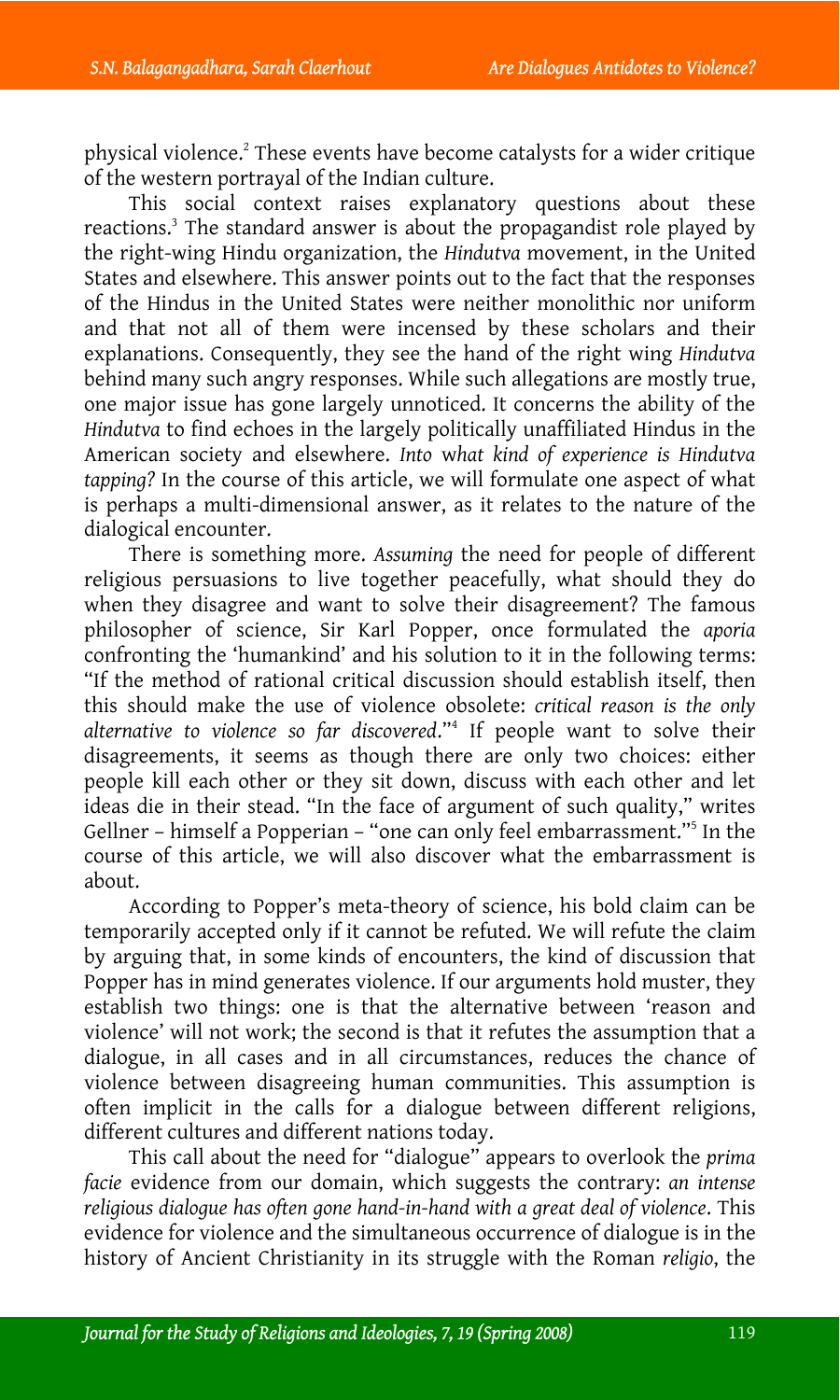physical violence.[2] These events have become catalysts for a wider critique of the western portrayal of the Indian culture.

This social context raises explanatory questions about these reactions.[3] The standard answer is about the propagandist role played by the right-wing Hindu organization, the *Hindutva* movement, in the United States and elsewhere. This answer points out to the fact that the responses of the Hindus in the United States were neither monolithic nor uniform and that not all of them were incensed by these scholars and their explanations. Consequently, they see the hand of the right wing *Hindutva* behind many such angry responses. While such allegations are mostly true, one major issue has gone largely unnoticed. It concerns the ability of the *Hindutva* to find echoes in the largely politically unaffiliated Hindus in the American society and elsewhere. *Into what kind of experience is Hindutva tapping?* In the course of this article, we will formulate one aspect of what is perhaps a multi-dimensional answer, as it relates to the nature of the dialogical encounter.

There is something more. *Assuming* the need for people of different religious persuasions to live together peacefully, what should they do when they disagree and want to solve their disagreement? The famous philosopher of science, Sir Karl Popper, once formulated the *aporia* confronting the 'humankind' and his solution to it in the following terms: "If the method of rational critical discussion should establish itself, then this should make the use of violence obsolete: *critical reason is the only alternative to violence so far discovered*."[4] If people want to solve their disagreements, it seems as though there are only two choices: either people kill each other or they sit down, discuss with each other and let ideas die in their stead. "In the face of argument of such quality," writes Gellner – himself a Popperian – "one can only feel embarrassment."[5] In the course of this article, we will also discover what the embarrassment is about.

According to Popper's meta-theory of science, his bold claim can be temporarily accepted only if it cannot be refuted. We will refute the claim by arguing that, in some kinds of encounters, the kind of discussion that Popper has in mind generates violence. If our arguments hold muster, they establish two things: one is that the alternative between 'reason and violence' will not work; the second is that it refutes the assumption that a dialogue, in all cases and in all circumstances, reduces the chance of violence between disagreeing human communities. This assumption is often implicit in the calls for a dialogue between different religions, different cultures and different nations today.

This call about the need for "dialogue" appears to overlook the *prima facie* evidence from our domain, which suggests the contrary: *an intense religious dialogue has often gone hand-in-hand with a great deal of violence*. This evidence for violence and the simultaneous occurrence of dialogue is in the history of Ancient Christianity in its struggle with the Roman *religio*, the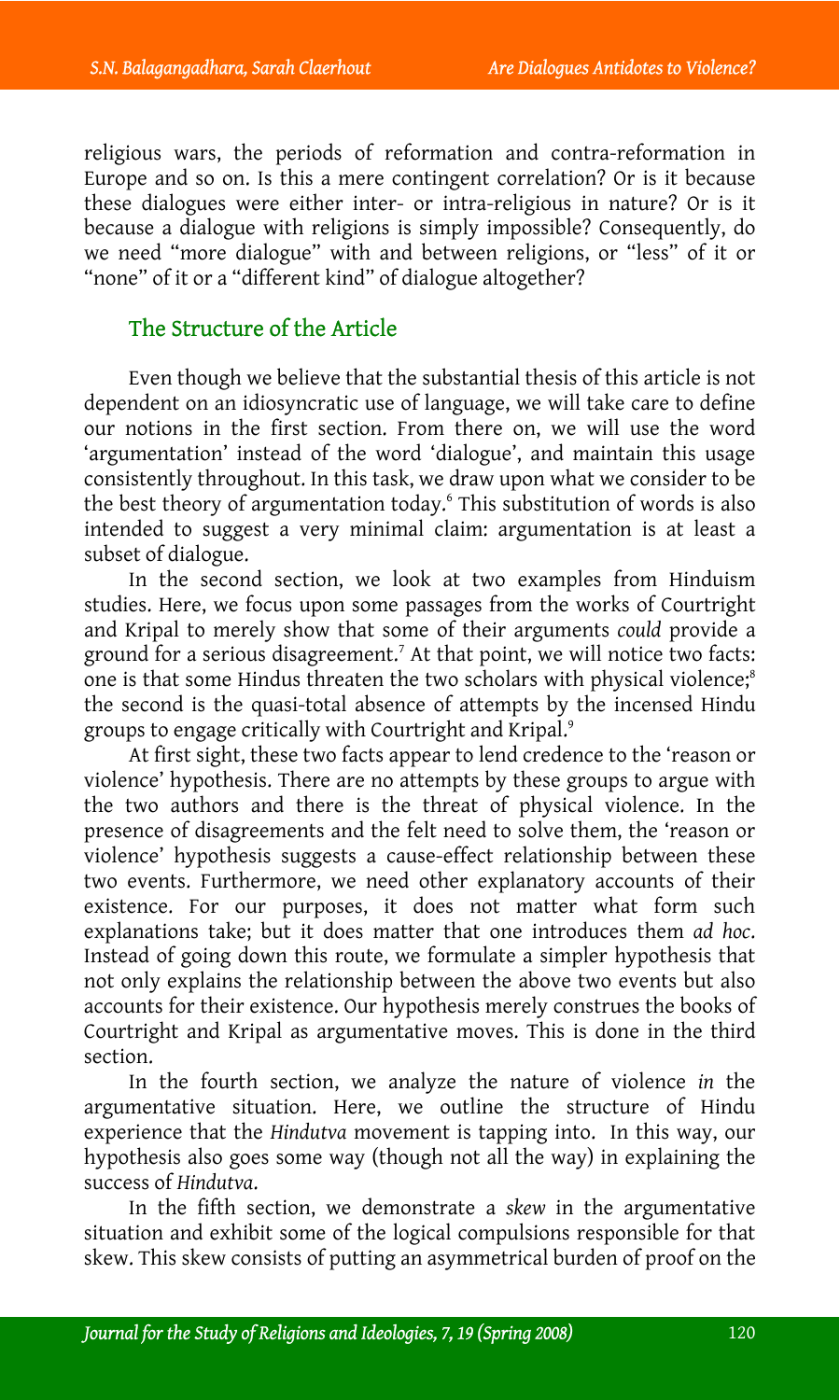religious wars, the periods of reformation and contra-reformation in Europe and so on. Is this a mere contingent correlation? Or is it because these dialogues were either inter- or intra-religious in nature? Or is it because a dialogue with religions is simply impossible? Consequently, do we need "more dialogue" with and between religions, or "less" of it or "none" of it or a "different kind" of dialogue altogether?

## The Structure of the Article

Even though we believe that the substantial thesis of this article is not dependent on an idiosyncratic use of language, we will take care to define our notions in the first section. From there on, we will use the word 'argumentation' instead of the word 'dialogue', and maintain this usage consistently throughout. In this task, we draw upon what we consider to be the best theory of argumentation today.[6] This substitution of words is also intended to suggest a very minimal claim: argumentation is at least a subset of dialogue.

In the second section, we look at two examples from Hinduism studies. Here, we focus upon some passages from the works of Courtright and Kripal to merely show that some of their arguments *could* provide a ground for a serious disagreement.[7] At that point, we will notice two facts: one is that some Hindus threaten the two scholars with physical violence;[8] the second is the quasi-total absence of attempts by the incensed Hindu groups to engage critically with Courtright and Kripal.[9]

At first sight, these two facts appear to lend credence to the 'reason or violence' hypothesis. There are no attempts by these groups to argue with the two authors and there is the threat of physical violence. In the presence of disagreements and the felt need to solve them, the 'reason or violence' hypothesis suggests a cause-effect relationship between these two events. Furthermore, we need other explanatory accounts of their existence. For our purposes, it does not matter what form such explanations take; but it does matter that one introduces them *ad hoc*. Instead of going down this route, we formulate a simpler hypothesis that not only explains the relationship between the above two events but also accounts for their existence. Our hypothesis merely construes the books of Courtright and Kripal as argumentative moves. This is done in the third section.

In the fourth section, we analyze the nature of violence *in* the argumentative situation. Here, we outline the structure of Hindu experience that the *Hindutva* movement is tapping into. In this way, our hypothesis also goes some way (though not all the way) in explaining the success of *Hindutva*.

In the fifth section, we demonstrate a *skew* in the argumentative situation and exhibit some of the logical compulsions responsible for that skew. This skew consists of putting an asymmetrical burden of proof on the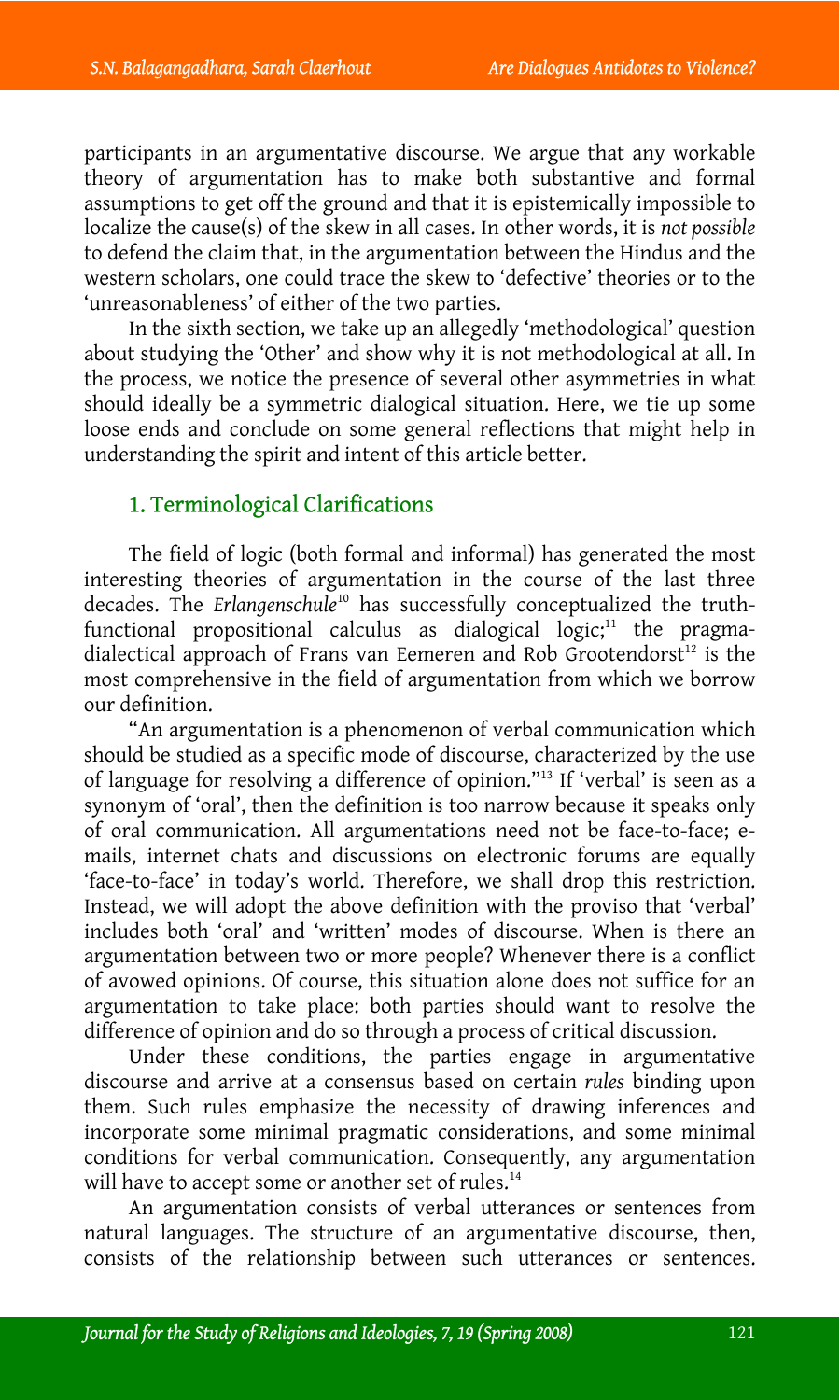participants in an argumentative discourse. We argue that any workable theory of argumentation has to make both substantive and formal assumptions to get off the ground and that it is epistemically impossible to localize the cause(s) of the skew in all cases. In other words, it is *not possible* to defend the claim that, in the argumentation between the Hindus and the western scholars, one could trace the skew to 'defective' theories or to the 'unreasonableness' of either of the two parties.

In the sixth section, we take up an allegedly 'methodological' question about studying the 'Other' and show why it is not methodological at all. In the process, we notice the presence of several other asymmetries in what should ideally be a symmetric dialogical situation. Here, we tie up some loose ends and conclude on some general reflections that might help in understanding the spirit and intent of this article better.

## 1. Terminological Clarifications

The field of logic (both formal and informal) has generated the most interesting theories of argumentation in the course of the last three decades. The *Erlangenschule*[10] has successfully conceptualized the truth-functional propositional calculus as dialogical logic;[11] the pragma-dialectical approach of Frans van Eemeren and Rob Grootendorst[12] is the most comprehensive in the field of argumentation from which we borrow our definition.

"An argumentation is a phenomenon of verbal communication which should be studied as a specific mode of discourse, characterized by the use of language for resolving a difference of opinion."[13] If 'verbal' is seen as a synonym of 'oral', then the definition is too narrow because it speaks only of oral communication. All argumentations need not be face-to-face; e-mails, internet chats and discussions on electronic forums are equally 'face-to-face' in today's world. Therefore, we shall drop this restriction. Instead, we will adopt the above definition with the proviso that 'verbal' includes both 'oral' and 'written' modes of discourse. When is there an argumentation between two or more people? Whenever there is a conflict of avowed opinions. Of course, this situation alone does not suffice for an argumentation to take place: both parties should want to resolve the difference of opinion and do so through a process of critical discussion.

Under these conditions, the parties engage in argumentative discourse and arrive at a consensus based on certain *rules* binding upon them. Such rules emphasize the necessity of drawing inferences and incorporate some minimal pragmatic considerations, and some minimal conditions for verbal communication. Consequently, any argumentation will have to accept some or another set of rules.[14]

An argumentation consists of verbal utterances or sentences from natural languages. The structure of an argumentative discourse, then, consists of the relationship between such utterances or sentences.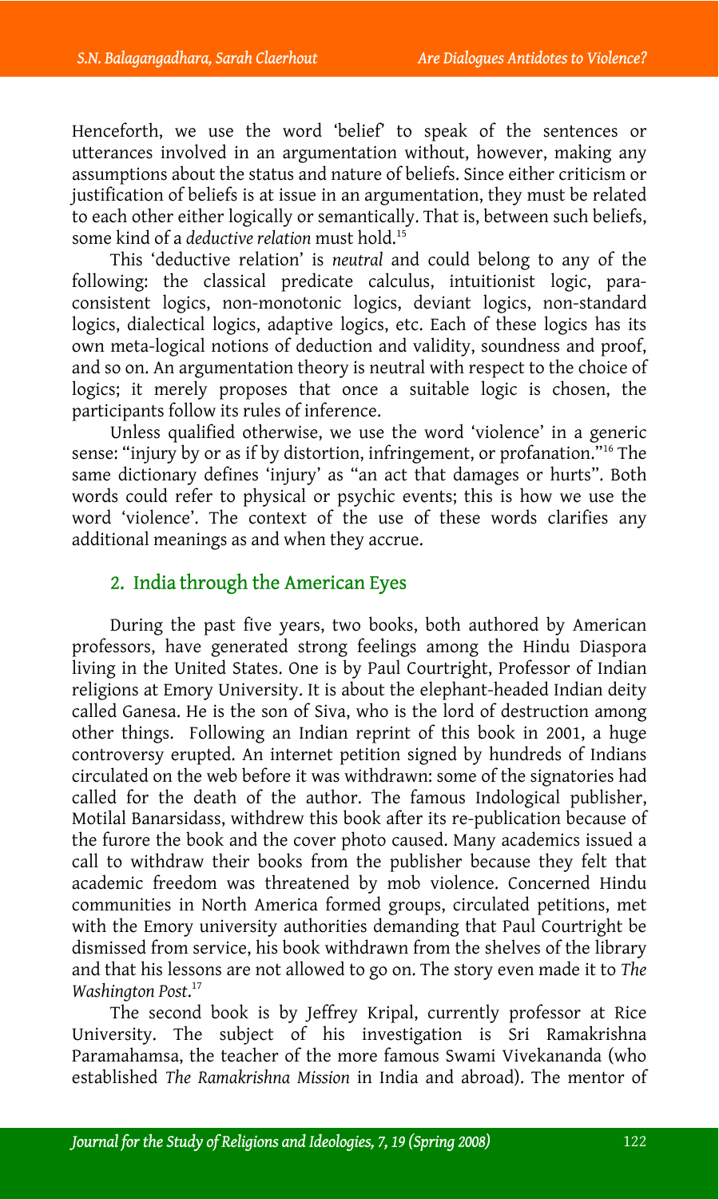Henceforth, we use the word 'belief' to speak of the sentences or utterances involved in an argumentation without, however, making any assumptions about the status and nature of beliefs. Since either criticism or justification of beliefs is at issue in an argumentation, they must be related to each other either logically or semantically. That is, between such beliefs, some kind of a *deductive relation* must hold.[15]

This 'deductive relation' is *neutral* and could belong to any of the following: the classical predicate calculus, intuitionist logic, para-consistent logics, non-monotonic logics, deviant logics, non-standard logics, dialectical logics, adaptive logics, etc. Each of these logics has its own meta-logical notions of deduction and validity, soundness and proof, and so on. An argumentation theory is neutral with respect to the choice of logics; it merely proposes that once a suitable logic is chosen, the participants follow its rules of inference.

Unless qualified otherwise, we use the word 'violence' in a generic sense: "injury by or as if by distortion, infringement, or profanation."[16] The same dictionary defines 'injury' as "an act that damages or hurts". Both words could refer to physical or psychic events; this is how we use the word 'violence'. The context of the use of these words clarifies any additional meanings as and when they accrue.

## 2. India through the American Eyes

During the past five years, two books, both authored by American professors, have generated strong feelings among the Hindu Diaspora living in the United States. One is by Paul Courtright, Professor of Indian religions at Emory University. It is about the elephant-headed Indian deity called Ganesa. He is the son of Siva, who is the lord of destruction among other things. Following an Indian reprint of this book in 2001, a huge controversy erupted. An internet petition signed by hundreds of Indians circulated on the web before it was withdrawn: some of the signatories had called for the death of the author. The famous Indological publisher, Motilal Banarsidass, withdrew this book after its re-publication because of the furore the book and the cover photo caused. Many academics issued a call to withdraw their books from the publisher because they felt that academic freedom was threatened by mob violence. Concerned Hindu communities in North America formed groups, circulated petitions, met with the Emory university authorities demanding that Paul Courtright be dismissed from service, his book withdrawn from the shelves of the library and that his lessons are not allowed to go on. The story even made it to *The Washington Post*.[17]

The second book is by Jeffrey Kripal, currently professor at Rice University. The subject of his investigation is Sri Ramakrishna Paramahamsa, the teacher of the more famous Swami Vivekananda (who established *The Ramakrishna Mission* in India and abroad). The mentor of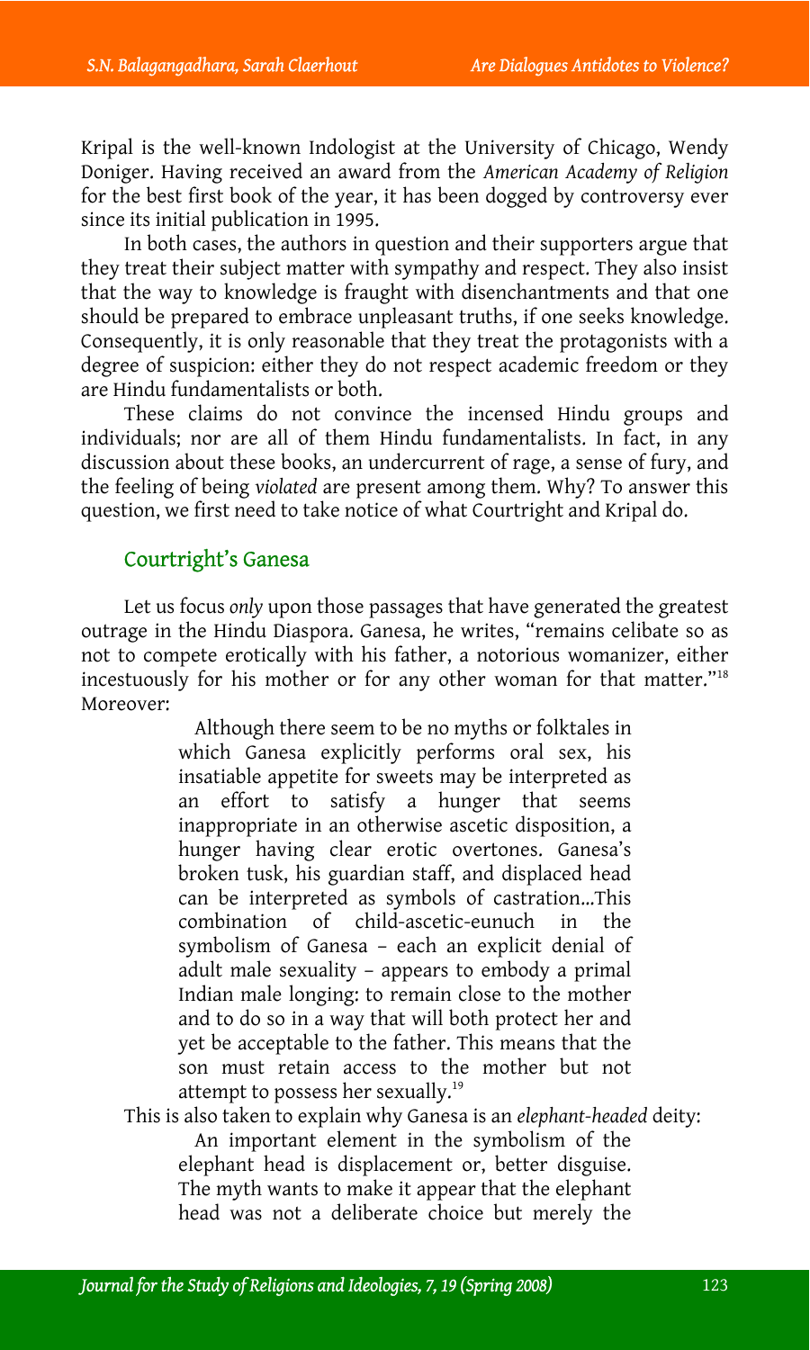Kripal is the well-known Indologist at the University of Chicago, Wendy Doniger. Having received an award from the *American Academy of Religion* for the best first book of the year, it has been dogged by controversy ever since its initial publication in 1995.

In both cases, the authors in question and their supporters argue that they treat their subject matter with sympathy and respect. They also insist that the way to knowledge is fraught with disenchantments and that one should be prepared to embrace unpleasant truths, if one seeks knowledge. Consequently, it is only reasonable that they treat the protagonists with a degree of suspicion: either they do not respect academic freedom or they are Hindu fundamentalists or both.

These claims do not convince the incensed Hindu groups and individuals; nor are all of them Hindu fundamentalists. In fact, in any discussion about these books, an undercurrent of rage, a sense of fury, and the feeling of being *violated* are present among them. Why? To answer this question, we first need to take notice of what Courtright and Kripal do.

## Courtright's Ganesa

Let us focus *only* upon those passages that have generated the greatest outrage in the Hindu Diaspora. Ganesa, he writes, "remains celibate so as not to compete erotically with his father, a notorious womanizer, either incestuously for his mother or for any other woman for that matter."[18] Moreover:

> Although there seem to be no myths or folktales in which Ganesa explicitly performs oral sex, his insatiable appetite for sweets may be interpreted as an effort to satisfy a hunger that seems inappropriate in an otherwise ascetic disposition, a hunger having clear erotic overtones. Ganesa's broken tusk, his guardian staff, and displaced head can be interpreted as symbols of castration...This combination of child-ascetic-eunuch in the symbolism of Ganesa – each an explicit denial of adult male sexuality – appears to embody a primal Indian male longing: to remain close to the mother and to do so in a way that will both protect her and yet be acceptable to the father. This means that the son must retain access to the mother but not attempt to possess her sexually.[19]

This is also taken to explain why Ganesa is an *elephant-headed* deity:

> An important element in the symbolism of the elephant head is displacement or, better disguise. The myth wants to make it appear that the elephant head was not a deliberate choice but merely the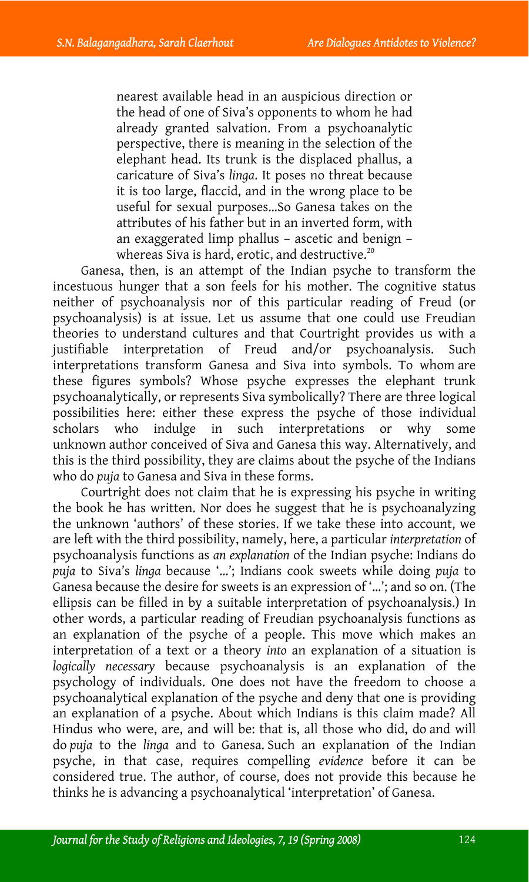> nearest available head in an auspicious direction or the head of one of Siva's opponents to whom he had already granted salvation. From a psychoanalytic perspective, there is meaning in the selection of the elephant head. Its trunk is the displaced phallus, a caricature of Siva's *linga*. It poses no threat because it is too large, flaccid, and in the wrong place to be useful for sexual purposes...So Ganesa takes on the attributes of his father but in an inverted form, with an exaggerated limp phallus – ascetic and benign – whereas Siva is hard, erotic, and destructive.[20]

Ganesa, then, is an attempt of the Indian psyche to transform the incestuous hunger that a son feels for his mother. The cognitive status neither of psychoanalysis nor of this particular reading of Freud (or psychoanalysis) is at issue. Let us assume that one could use Freudian theories to understand cultures and that Courtright provides us with a justifiable interpretation of Freud and/or psychoanalysis. Such interpretations transform Ganesa and Siva into symbols. To whom are these figures symbols? Whose psyche expresses the elephant trunk psychoanalytically, or represents Siva symbolically? There are three logical possibilities here: either these express the psyche of those individual scholars who indulge in such interpretations or why some unknown author conceived of Siva and Ganesa this way. Alternatively, and this is the third possibility, they are claims about the psyche of the Indians who do *puja* to Ganesa and Siva in these forms.

Courtright does not claim that he is expressing his psyche in writing the book he has written. Nor does he suggest that he is psychoanalyzing the unknown 'authors' of these stories. If we take these into account, we are left with the third possibility, namely, here, a particular *interpretation* of psychoanalysis functions as *an explanation* of the Indian psyche: Indians do *puja* to Siva's *linga* because '...'; Indians cook sweets while doing *puja* to Ganesa because the desire for sweets is an expression of '...'; and so on. (The ellipsis can be filled in by a suitable interpretation of psychoanalysis.) In other words, a particular reading of Freudian psychoanalysis functions as an explanation of the psyche of a people. This move which makes an interpretation of a text or a theory *into* an explanation of a situation is *logically necessary* because psychoanalysis is an explanation of the psychology of individuals. One does not have the freedom to choose a psychoanalytical explanation of the psyche and deny that one is providing an explanation of a psyche. About which Indians is this claim made? All Hindus who were, are, and will be: that is, all those who did, do and will do *puja* to the *linga* and to Ganesa. Such an explanation of the Indian psyche, in that case, requires compelling *evidence* before it can be considered true. The author, of course, does not provide this because he thinks he is advancing a psychoanalytical 'interpretation' of Ganesa.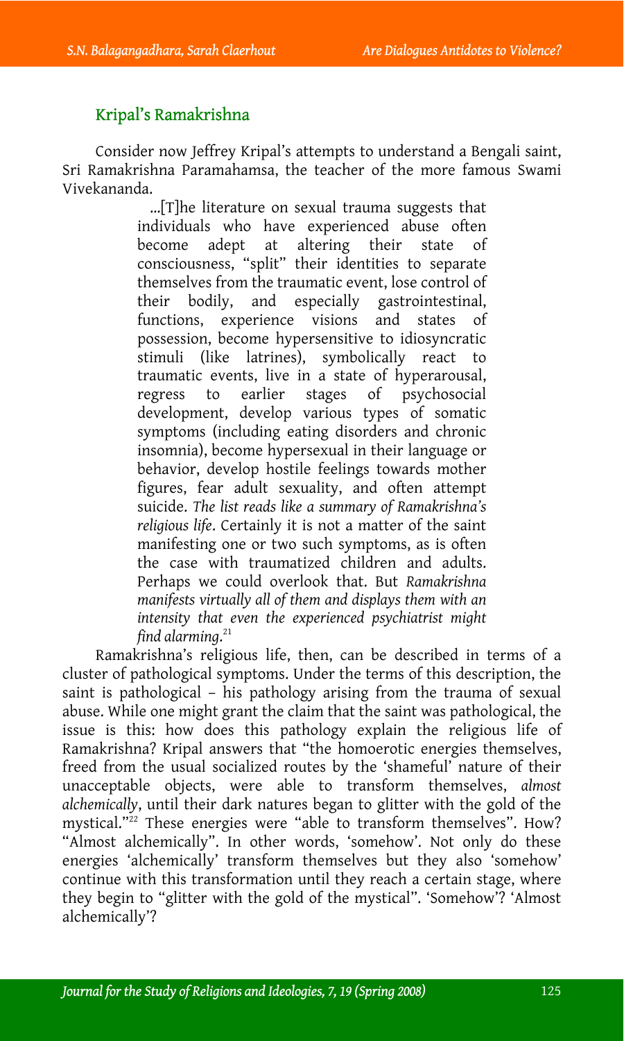## Kripal's Ramakrishna

Consider now Jeffrey Kripal's attempts to understand a Bengali saint, Sri Ramakrishna Paramahamsa, the teacher of the more famous Swami Vivekananda.

> ...[T]he literature on sexual trauma suggests that individuals who have experienced abuse often become adept at altering their state of consciousness, "split" their identities to separate themselves from the traumatic event, lose control of their bodily, and especially gastrointestinal, functions, experience visions and states of possession, become hypersensitive to idiosyncratic stimuli (like latrines), symbolically react to traumatic events, live in a state of hyperarousal, regress to earlier stages of psychosocial development, develop various types of somatic symptoms (including eating disorders and chronic insomnia), become hypersexual in their language or behavior, develop hostile feelings towards mother figures, fear adult sexuality, and often attempt suicide. *The list reads like a summary of Ramakrishna's religious life*. Certainly it is not a matter of the saint manifesting one or two such symptoms, as is often the case with traumatized children and adults. Perhaps we could overlook that. But *Ramakrishna manifests virtually all of them and displays them with an intensity that even the experienced psychiatrist might find alarming*.[21]

Ramakrishna's religious life, then, can be described in terms of a cluster of pathological symptoms. Under the terms of this description, the saint is pathological – his pathology arising from the trauma of sexual abuse. While one might grant the claim that the saint was pathological, the issue is this: how does this pathology explain the religious life of Ramakrishna? Kripal answers that "the homoerotic energies themselves, freed from the usual socialized routes by the 'shameful' nature of their unacceptable objects, were able to transform themselves, *almost alchemically*, until their dark natures began to glitter with the gold of the mystical."[22] These energies were "able to transform themselves". How? "Almost alchemically". In other words, 'somehow'. Not only do these energies 'alchemically' transform themselves but they also 'somehow' continue with this transformation until they reach a certain stage, where they begin to "glitter with the gold of the mystical". 'Somehow'? 'Almost alchemically'?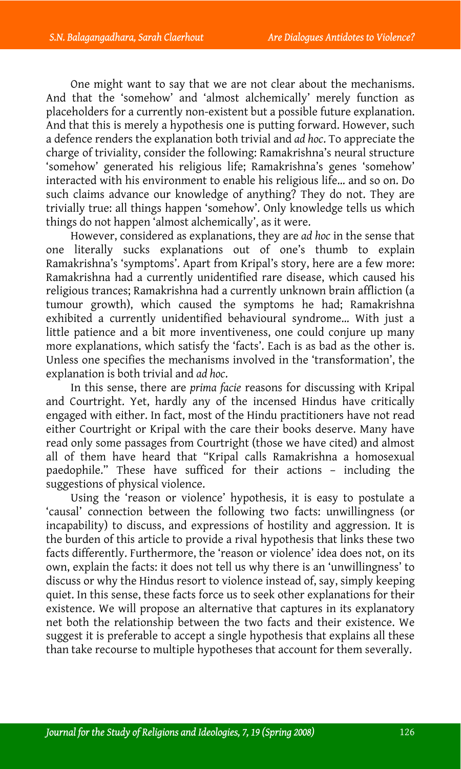One might want to say that we are not clear about the mechanisms. And that the 'somehow' and 'almost alchemically' merely function as placeholders for a currently non-existent but a possible future explanation. And that this is merely a hypothesis one is putting forward. However, such a defence renders the explanation both trivial and *ad hoc*. To appreciate the charge of triviality, consider the following: Ramakrishna's neural structure 'somehow' generated his religious life; Ramakrishna's genes 'somehow' interacted with his environment to enable his religious life… and so on. Do such claims advance our knowledge of anything? They do not. They are trivially true: all things happen 'somehow'. Only knowledge tells us which things do not happen 'almost alchemically', as it were.

However, considered as explanations, they are *ad hoc* in the sense that one literally sucks explanations out of one's thumb to explain Ramakrishna's 'symptoms'. Apart from Kripal's story, here are a few more: Ramakrishna had a currently unidentified rare disease, which caused his religious trances; Ramakrishna had a currently unknown brain affliction (a tumour growth), which caused the symptoms he had; Ramakrishna exhibited a currently unidentified behavioural syndrome… With just a little patience and a bit more inventiveness, one could conjure up many more explanations, which satisfy the 'facts'. Each is as bad as the other is. Unless one specifies the mechanisms involved in the 'transformation', the explanation is both trivial and *ad hoc*.

In this sense, there are *prima facie* reasons for discussing with Kripal and Courtright. Yet, hardly any of the incensed Hindus have critically engaged with either. In fact, most of the Hindu practitioners have not read either Courtright or Kripal with the care their books deserve. Many have read only some passages from Courtright (those we have cited) and almost all of them have heard that "Kripal calls Ramakrishna a homosexual paedophile." These have sufficed for their actions – including the suggestions of physical violence.

Using the 'reason or violence' hypothesis, it is easy to postulate a 'causal' connection between the following two facts: unwillingness (or incapability) to discuss, and expressions of hostility and aggression. It is the burden of this article to provide a rival hypothesis that links these two facts differently. Furthermore, the 'reason or violence' idea does not, on its own, explain the facts: it does not tell us why there is an 'unwillingness' to discuss or why the Hindus resort to violence instead of, say, simply keeping quiet. In this sense, these facts force us to seek other explanations for their existence. We will propose an alternative that captures in its explanatory net both the relationship between the two facts and their existence. We suggest it is preferable to accept a single hypothesis that explains all these than take recourse to multiple hypotheses that account for them severally.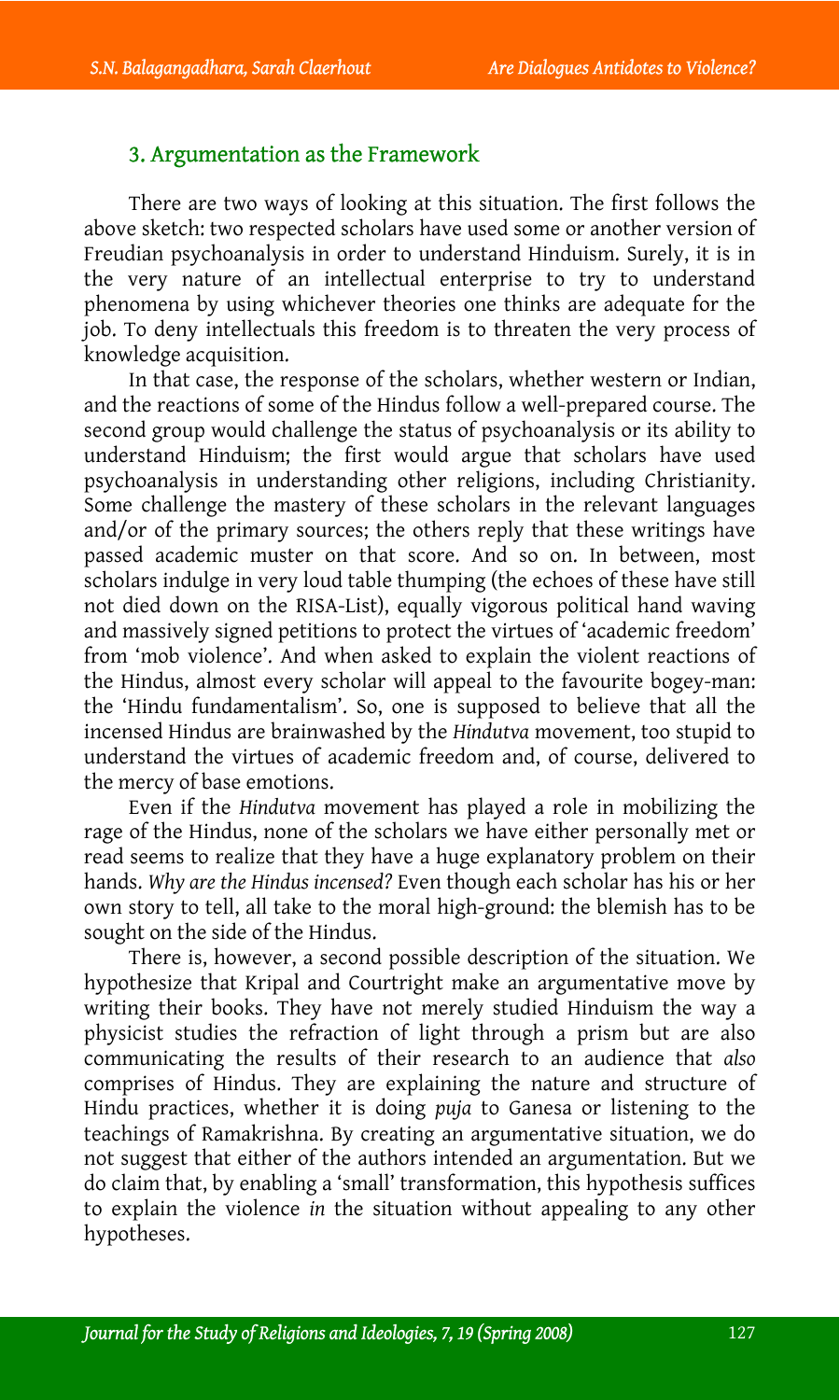### 3. Argumentation as the Framework

There are two ways of looking at this situation. The first follows the above sketch: two respected scholars have used some or another version of Freudian psychoanalysis in order to understand Hinduism. Surely, it is in the very nature of an intellectual enterprise to try to understand phenomena by using whichever theories one thinks are adequate for the job. To deny intellectuals this freedom is to threaten the very process of knowledge acquisition.

In that case, the response of the scholars, whether western or Indian, and the reactions of some of the Hindus follow a well-prepared course. The second group would challenge the status of psychoanalysis or its ability to understand Hinduism; the first would argue that scholars have used psychoanalysis in understanding other religions, including Christianity. Some challenge the mastery of these scholars in the relevant languages and/or of the primary sources; the others reply that these writings have passed academic muster on that score. And so on. In between, most scholars indulge in very loud table thumping (the echoes of these have still not died down on the RISA-List), equally vigorous political hand waving and massively signed petitions to protect the virtues of 'academic freedom' from 'mob violence'. And when asked to explain the violent reactions of the Hindus, almost every scholar will appeal to the favourite bogey-man: the 'Hindu fundamentalism'. So, one is supposed to believe that all the incensed Hindus are brainwashed by the *Hindutva* movement, too stupid to understand the virtues of academic freedom and, of course, delivered to the mercy of base emotions.

Even if the *Hindutva* movement has played a role in mobilizing the rage of the Hindus, none of the scholars we have either personally met or read seems to realize that they have a huge explanatory problem on their hands. *Why are the Hindus incensed?* Even though each scholar has his or her own story to tell, all take to the moral high-ground: the blemish has to be sought on the side of the Hindus.

There is, however, a second possible description of the situation. We hypothesize that Kripal and Courtright make an argumentative move by writing their books. They have not merely studied Hinduism the way a physicist studies the refraction of light through a prism but are also communicating the results of their research to an audience that *also* comprises of Hindus. They are explaining the nature and structure of Hindu practices, whether it is doing *puja* to Ganesa or listening to the teachings of Ramakrishna. By creating an argumentative situation, we do not suggest that either of the authors intended an argumentation. But we do claim that, by enabling a 'small' transformation, this hypothesis suffices to explain the violence *in* the situation without appealing to any other hypotheses.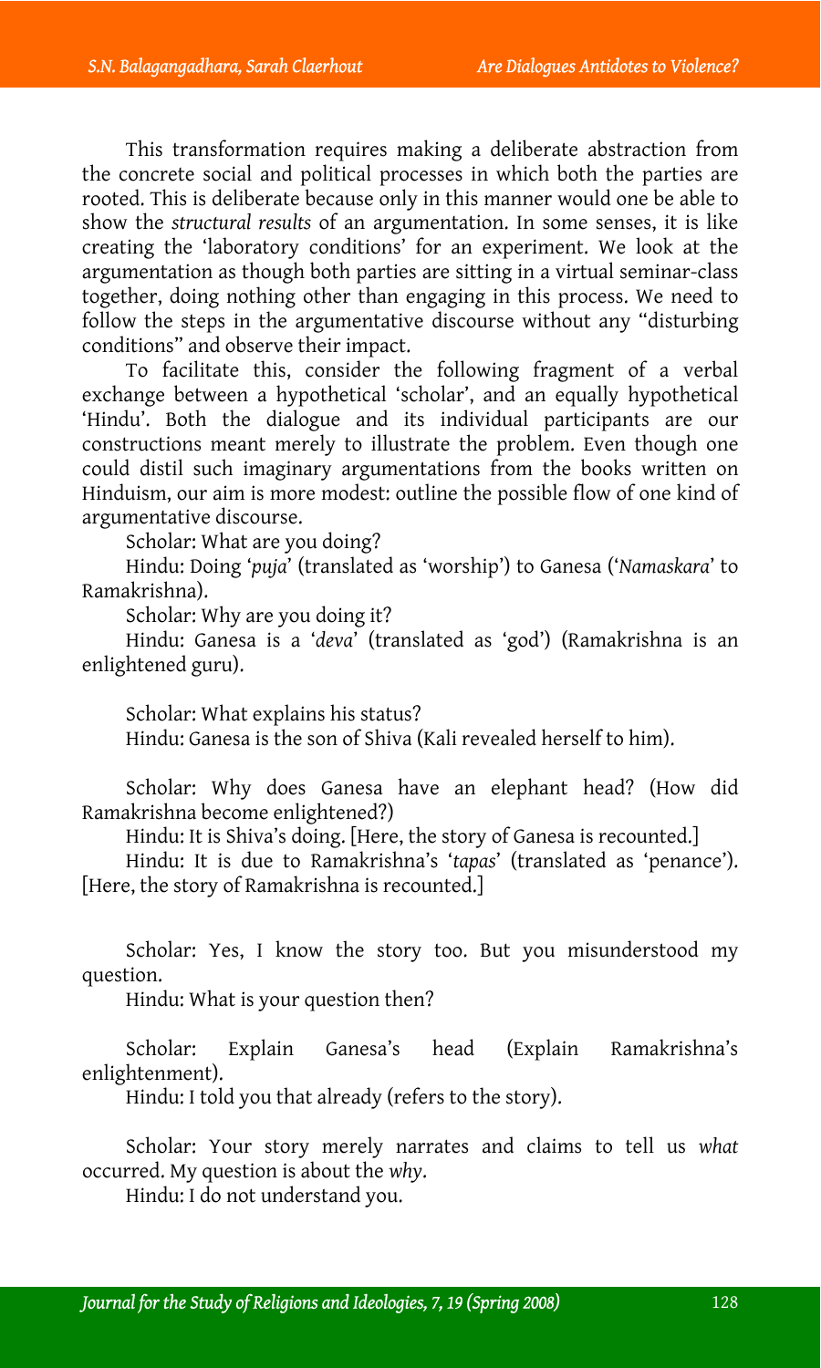This transformation requires making a deliberate abstraction from the concrete social and political processes in which both the parties are rooted. This is deliberate because only in this manner would one be able to show the *structural results* of an argumentation. In some senses, it is like creating the 'laboratory conditions' for an experiment. We look at the argumentation as though both parties are sitting in a virtual seminar-class together, doing nothing other than engaging in this process. We need to follow the steps in the argumentative discourse without any "disturbing conditions" and observe their impact.

To facilitate this, consider the following fragment of a verbal exchange between a hypothetical 'scholar', and an equally hypothetical 'Hindu'. Both the dialogue and its individual participants are our constructions meant merely to illustrate the problem. Even though one could distil such imaginary argumentations from the books written on Hinduism, our aim is more modest: outline the possible flow of one kind of argumentative discourse.

Scholar: What are you doing?

Hindu: Doing '*puja*' (translated as 'worship') to Ganesa ('*Namaskara*' to Ramakrishna).

Scholar: Why are you doing it?

Hindu: Ganesa is a '*deva*' (translated as 'god') (Ramakrishna is an enlightened guru).

Scholar: What explains his status?

Hindu: Ganesa is the son of Shiva (Kali revealed herself to him).

Scholar: Why does Ganesa have an elephant head? (How did Ramakrishna become enlightened?)

Hindu: It is Shiva's doing. [Here, the story of Ganesa is recounted.]

Hindu: It is due to Ramakrishna's '*tapas*' (translated as 'penance'). [Here, the story of Ramakrishna is recounted.]

Scholar: Yes, I know the story too. But you misunderstood my question.

Hindu: What is your question then?

Scholar: Explain Ganesa's head (Explain Ramakrishna's enlightenment).

Hindu: I told you that already (refers to the story).

Scholar: Your story merely narrates and claims to tell us *what* occurred. My question is about the *why*.

Hindu: I do not understand you.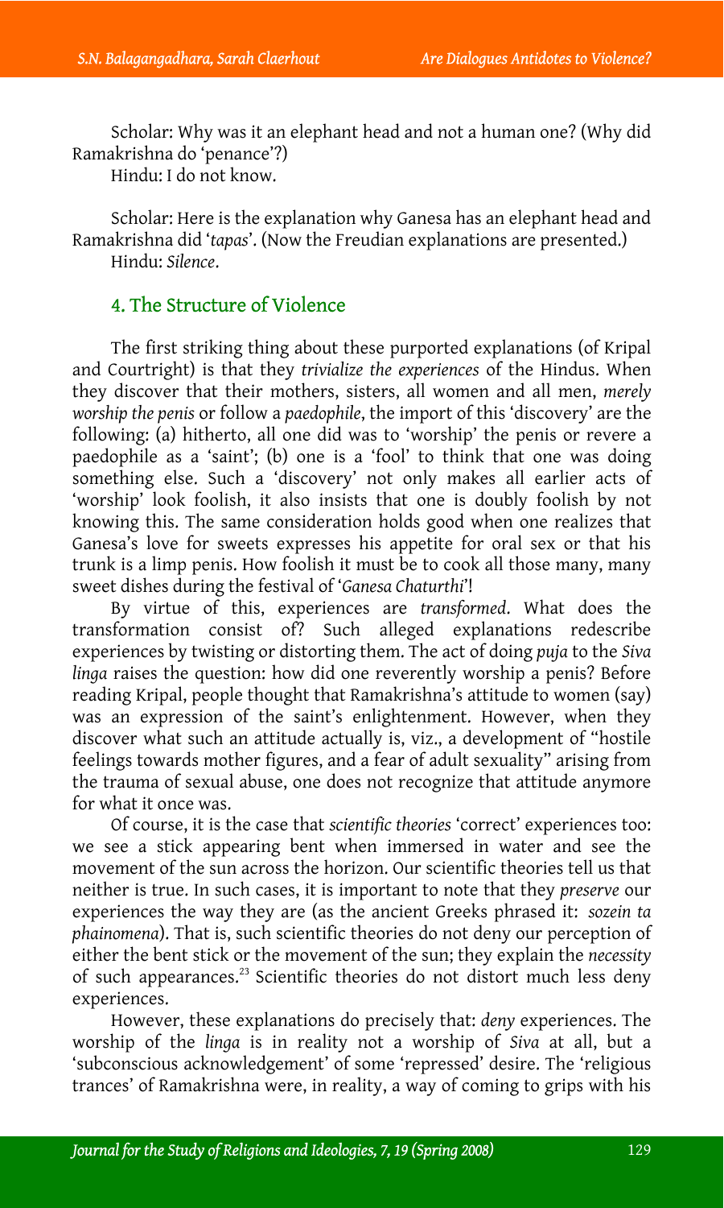Scholar: Why was it an elephant head and not a human one? (Why did Ramakrishna do 'penance'?)
Hindu: I do not know.

Scholar: Here is the explanation why Ganesa has an elephant head and Ramakrishna did '*tapas*'. (Now the Freudian explanations are presented.)
Hindu: *Silence*.

## 4. The Structure of Violence

The first striking thing about these purported explanations (of Kripal and Courtright) is that they *trivialize the experiences* of the Hindus. When they discover that their mothers, sisters, all women and all men, *merely worship the penis* or follow a *paedophile*, the import of this 'discovery' are the following: (a) hitherto, all one did was to 'worship' the penis or revere a paedophile as a 'saint'; (b) one is a 'fool' to think that one was doing something else. Such a 'discovery' not only makes all earlier acts of 'worship' look foolish, it also insists that one is doubly foolish by not knowing this. The same consideration holds good when one realizes that Ganesa's love for sweets expresses his appetite for oral sex or that his trunk is a limp penis. How foolish it must be to cook all those many, many sweet dishes during the festival of '*Ganesa Chaturthi*'!

By virtue of this, experiences are *transformed*. What does the transformation consist of? Such alleged explanations redescribe experiences by twisting or distorting them. The act of doing *puja* to the *Siva linga* raises the question: how did one reverently worship a penis? Before reading Kripal, people thought that Ramakrishna's attitude to women (say) was an expression of the saint's enlightenment. However, when they discover what such an attitude actually is, viz., a development of "hostile feelings towards mother figures, and a fear of adult sexuality" arising from the trauma of sexual abuse, one does not recognize that attitude anymore for what it once was.

Of course, it is the case that *scientific theories* 'correct' experiences too: we see a stick appearing bent when immersed in water and see the movement of the sun across the horizon. Our scientific theories tell us that neither is true. In such cases, it is important to note that they *preserve* our experiences the way they are (as the ancient Greeks phrased it: *sozein ta phainomena*). That is, such scientific theories do not deny our perception of either the bent stick or the movement of the sun; they explain the *necessity* of such appearances.[23] Scientific theories do not distort much less deny experiences.

However, these explanations do precisely that: *deny* experiences. The worship of the *linga* is in reality not a worship of *Siva* at all, but a 'subconscious acknowledgement' of some 'repressed' desire. The 'religious trances' of Ramakrishna were, in reality, a way of coming to grips with his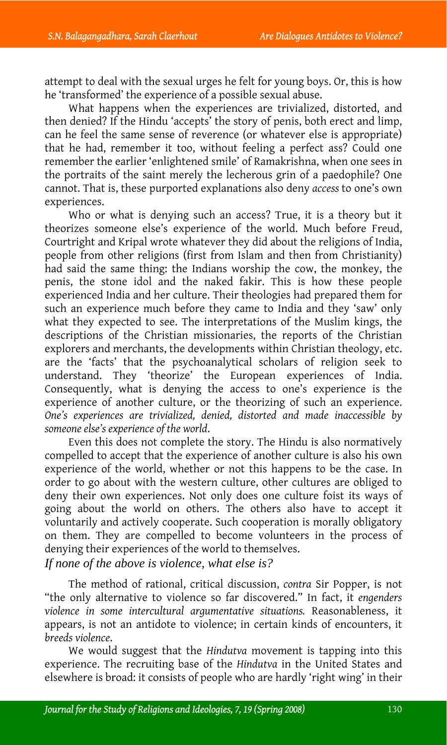attempt to deal with the sexual urges he felt for young boys. Or, this is how he 'transformed' the experience of a possible sexual abuse.

What happens when the experiences are trivialized, distorted, and then denied? If the Hindu 'accepts' the story of penis, both erect and limp, can he feel the same sense of reverence (or whatever else is appropriate) that he had, remember it too, without feeling a perfect ass? Could one remember the earlier 'enlightened smile' of Ramakrishna, when one sees in the portraits of the saint merely the lecherous grin of a paedophile? One cannot. That is, these purported explanations also deny *access* to one's own experiences.

Who or what is denying such an access? True, it is a theory but it theorizes someone else's experience of the world. Much before Freud, Courtright and Kripal wrote whatever they did about the religions of India, people from other religions (first from Islam and then from Christianity) had said the same thing: the Indians worship the cow, the monkey, the penis, the stone idol and the naked fakir. This is how these people experienced India and her culture. Their theologies had prepared them for such an experience much before they came to India and they 'saw' only what they expected to see. The interpretations of the Muslim kings, the descriptions of the Christian missionaries, the reports of the Christian explorers and merchants, the developments within Christian theology, etc. are the 'facts' that the psychoanalytical scholars of religion seek to understand. They 'theorize' the European experiences of India. Consequently, what is denying the access to one's experience is the experience of another culture, or the theorizing of such an experience. *One's experiences are trivialized, denied, distorted and made inaccessible by someone else's experience of the world.*

Even this does not complete the story. The Hindu is also normatively compelled to accept that the experience of another culture is also his own experience of the world, whether or not this happens to be the case. In order to go about with the western culture, other cultures are obliged to deny their own experiences. Not only does one culture foist its ways of going about the world on others. The others also have to accept it voluntarily and actively cooperate. Such cooperation is morally obligatory on them. They are compelled to become volunteers in the process of denying their experiences of the world to themselves.

### *If none of the above is violence, what else is?*

The method of rational, critical discussion, *contra* Sir Popper, is not "the only alternative to violence so far discovered." In fact, it *engenders violence in some intercultural argumentative situations.* Reasonableness, it appears, is not an antidote to violence; in certain kinds of encounters, it *breeds violence*.

We would suggest that the *Hindutva* movement is tapping into this experience. The recruiting base of the *Hindutva* in the United States and elsewhere is broad: it consists of people who are hardly 'right wing' in their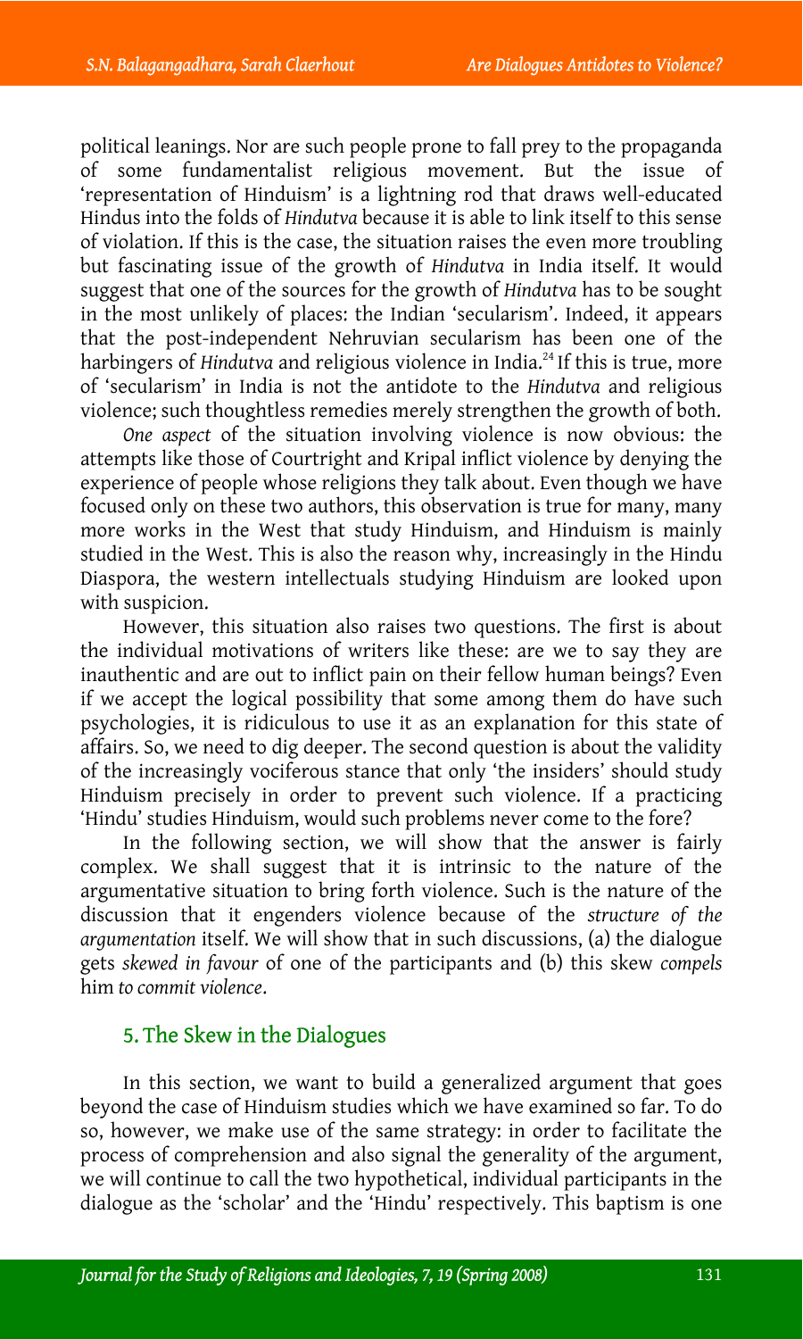political leanings. Nor are such people prone to fall prey to the propaganda of some fundamentalist religious movement. But the issue of 'representation of Hinduism' is a lightning rod that draws well-educated Hindus into the folds of *Hindutva* because it is able to link itself to this sense of violation. If this is the case, the situation raises the even more troubling but fascinating issue of the growth of *Hindutva* in India itself. It would suggest that one of the sources for the growth of *Hindutva* has to be sought in the most unlikely of places: the Indian 'secularism'. Indeed, it appears that the post-independent Nehruvian secularism has been one of the harbingers of *Hindutva* and religious violence in India.[24] If this is true, more of 'secularism' in India is not the antidote to the *Hindutva* and religious violence; such thoughtless remedies merely strengthen the growth of both.

*One aspect* of the situation involving violence is now obvious: the attempts like those of Courtright and Kripal inflict violence by denying the experience of people whose religions they talk about. Even though we have focused only on these two authors, this observation is true for many, many more works in the West that study Hinduism, and Hinduism is mainly studied in the West. This is also the reason why, increasingly in the Hindu Diaspora, the western intellectuals studying Hinduism are looked upon with suspicion.

However, this situation also raises two questions. The first is about the individual motivations of writers like these: are we to say they are inauthentic and are out to inflict pain on their fellow human beings? Even if we accept the logical possibility that some among them do have such psychologies, it is ridiculous to use it as an explanation for this state of affairs. So, we need to dig deeper. The second question is about the validity of the increasingly vociferous stance that only 'the insiders' should study Hinduism precisely in order to prevent such violence. If a practicing 'Hindu' studies Hinduism, would such problems never come to the fore?

In the following section, we will show that the answer is fairly complex. We shall suggest that it is intrinsic to the nature of the argumentative situation to bring forth violence. Such is the nature of the discussion that it engenders violence because of the *structure of the argumentation* itself. We will show that in such discussions, (a) the dialogue gets *skewed in favour* of one of the participants and (b) this skew *compels* him *to commit violence*.

## 5. The Skew in the Dialogues

In this section, we want to build a generalized argument that goes beyond the case of Hinduism studies which we have examined so far. To do so, however, we make use of the same strategy: in order to facilitate the process of comprehension and also signal the generality of the argument, we will continue to call the two hypothetical, individual participants in the dialogue as the 'scholar' and the 'Hindu' respectively. This baptism is one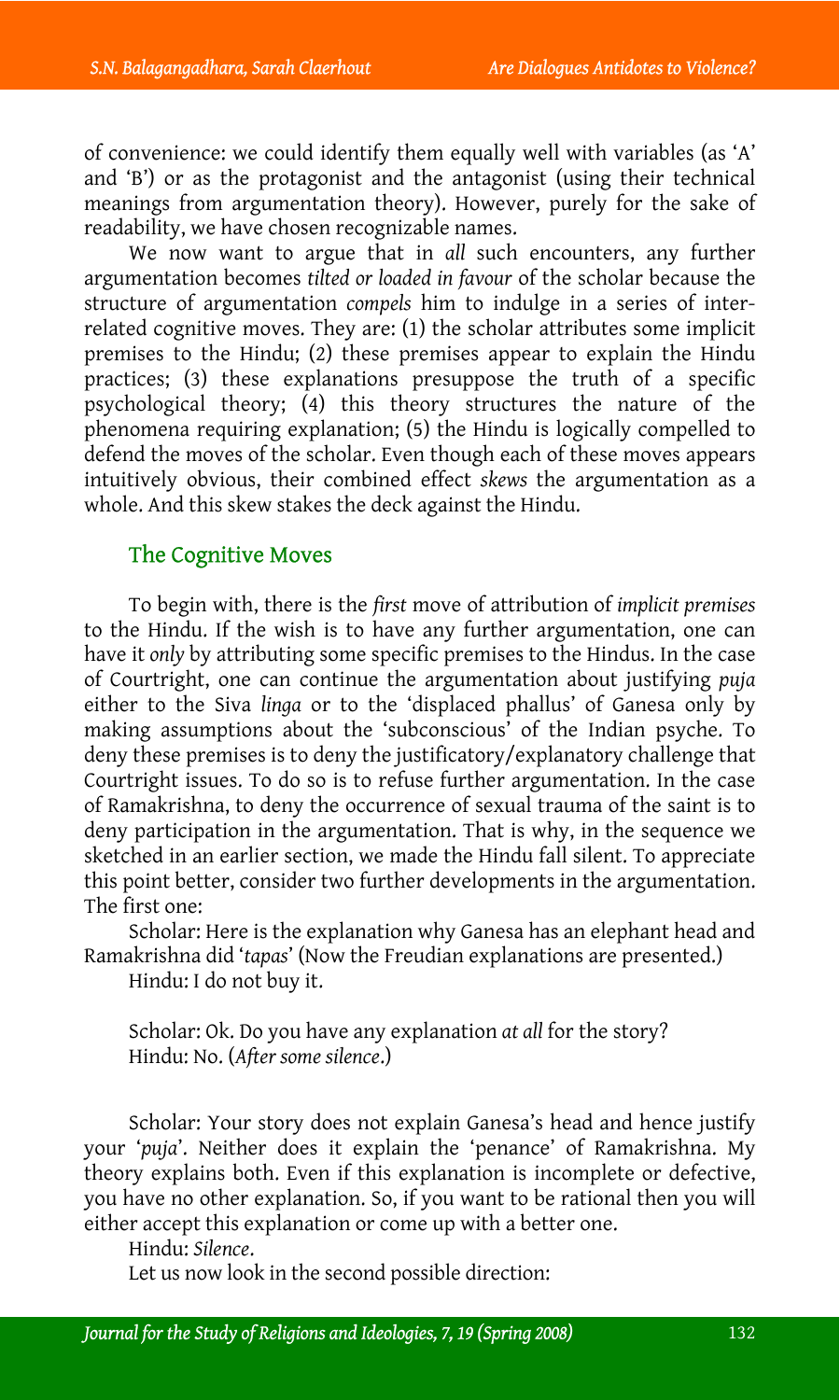of convenience: we could identify them equally well with variables (as 'A' and 'B') or as the protagonist and the antagonist (using their technical meanings from argumentation theory). However, purely for the sake of readability, we have chosen recognizable names.

We now want to argue that in *all* such encounters, any further argumentation becomes *tilted or loaded in favour* of the scholar because the structure of argumentation *compels* him to indulge in a series of inter-related cognitive moves. They are: (1) the scholar attributes some implicit premises to the Hindu; (2) these premises appear to explain the Hindu practices; (3) these explanations presuppose the truth of a specific psychological theory; (4) this theory structures the nature of the phenomena requiring explanation; (5) the Hindu is logically compelled to defend the moves of the scholar. Even though each of these moves appears intuitively obvious, their combined effect *skews* the argumentation as a whole. And this skew stakes the deck against the Hindu.

## The Cognitive Moves

To begin with, there is the *first* move of attribution of *implicit premises* to the Hindu. If the wish is to have any further argumentation, one can have it *only* by attributing some specific premises to the Hindus. In the case of Courtright, one can continue the argumentation about justifying *puja* either to the Siva *linga* or to the 'displaced phallus' of Ganesa only by making assumptions about the 'subconscious' of the Indian psyche. To deny these premises is to deny the justificatory/explanatory challenge that Courtright issues. To do so is to refuse further argumentation. In the case of Ramakrishna, to deny the occurrence of sexual trauma of the saint is to deny participation in the argumentation. That is why, in the sequence we sketched in an earlier section, we made the Hindu fall silent. To appreciate this point better, consider two further developments in the argumentation. The first one:

Scholar: Here is the explanation why Ganesa has an elephant head and Ramakrishna did '*tapas*' (Now the Freudian explanations are presented.)
Hindu: I do not buy it.

Scholar: Ok. Do you have any explanation *at all* for the story?
Hindu: No. (*After some silence*.)

Scholar: Your story does not explain Ganesa's head and hence justify your '*puja*'. Neither does it explain the 'penance' of Ramakrishna. My theory explains both. Even if this explanation is incomplete or defective, you have no other explanation. So, if you want to be rational then you will either accept this explanation or come up with a better one.
Hindu: *Silence*.

Let us now look in the second possible direction: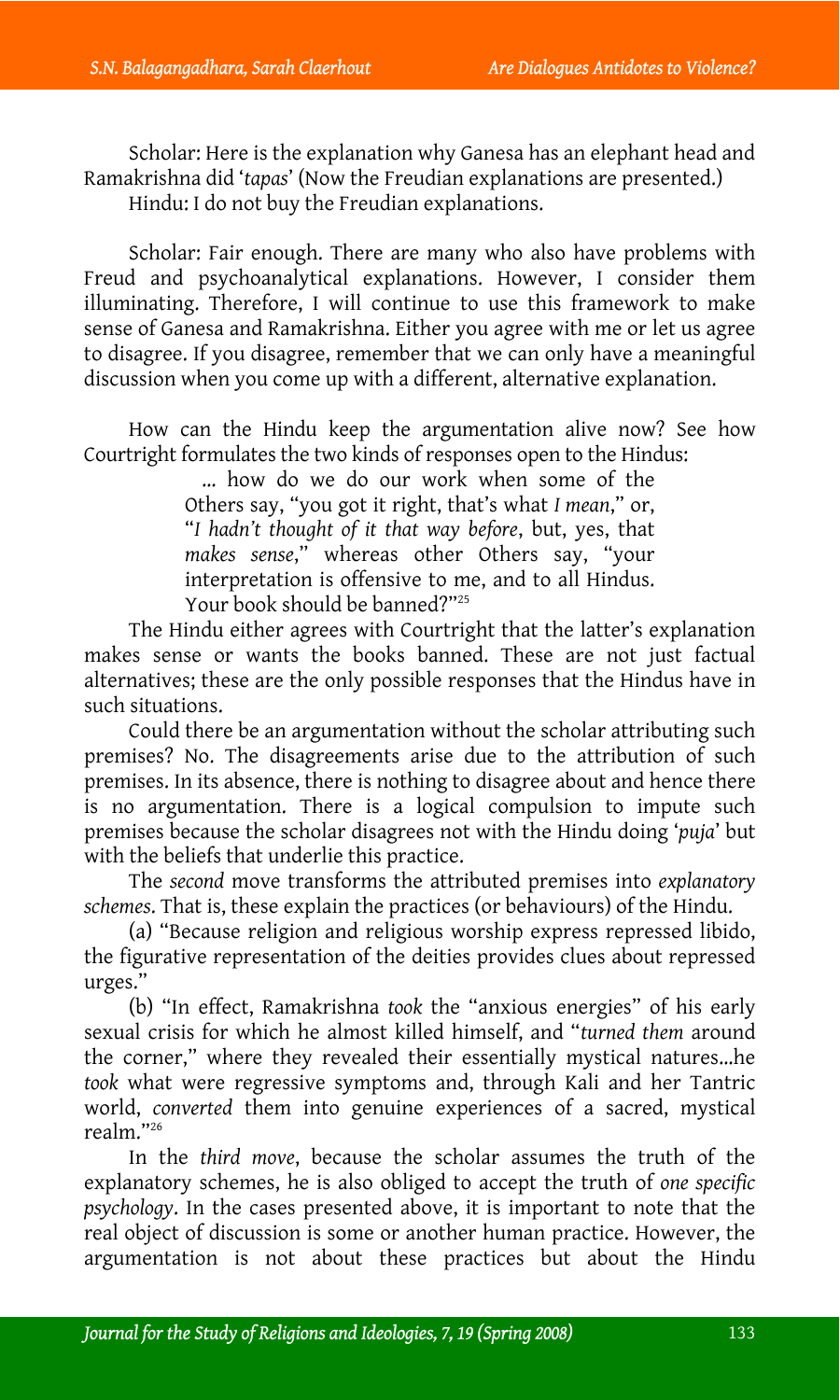Scholar: Here is the explanation why Ganesa has an elephant head and Ramakrishna did '*tapas*' (Now the Freudian explanations are presented.)

Hindu: I do not buy the Freudian explanations.

Scholar: Fair enough. There are many who also have problems with Freud and psychoanalytical explanations. However, I consider them illuminating. Therefore, I will continue to use this framework to make sense of Ganesa and Ramakrishna. Either you agree with me or let us agree to disagree. If you disagree, remember that we can only have a meaningful discussion when you come up with a different, alternative explanation.

How can the Hindu keep the argumentation alive now? See how Courtright formulates the two kinds of responses open to the Hindus:

> ... how do we do our work when some of the Others say, "you got it right, that's what *I mean*," or, "*I hadn't thought of it that way before*, but, yes, that *makes sense*," whereas other Others say, "your interpretation is offensive to me, and to all Hindus. Your book should be banned?"[25]

The Hindu either agrees with Courtright that the latter's explanation makes sense or wants the books banned. These are not just factual alternatives; these are the only possible responses that the Hindus have in such situations.

Could there be an argumentation without the scholar attributing such premises? No. The disagreements arise due to the attribution of such premises. In its absence, there is nothing to disagree about and hence there is no argumentation. There is a logical compulsion to impute such premises because the scholar disagrees not with the Hindu doing '*puja*' but with the beliefs that underlie this practice.

The *second* move transforms the attributed premises into *explanatory schemes*. That is, these explain the practices (or behaviours) of the Hindu.

(a) "Because religion and religious worship express repressed libido, the figurative representation of the deities provides clues about repressed urges."

(b) "In effect, Ramakrishna *took* the "anxious energies" of his early sexual crisis for which he almost killed himself, and "*turned them* around the corner," where they revealed their essentially mystical natures...he *took* what were regressive symptoms and, through Kali and her Tantric world, *converted* them into genuine experiences of a sacred, mystical realm."[26]

In the *third move*, because the scholar assumes the truth of the explanatory schemes, he is also obliged to accept the truth of *one specific psychology*. In the cases presented above, it is important to note that the real object of discussion is some or another human practice. However, the argumentation is not about these practices but about the Hindu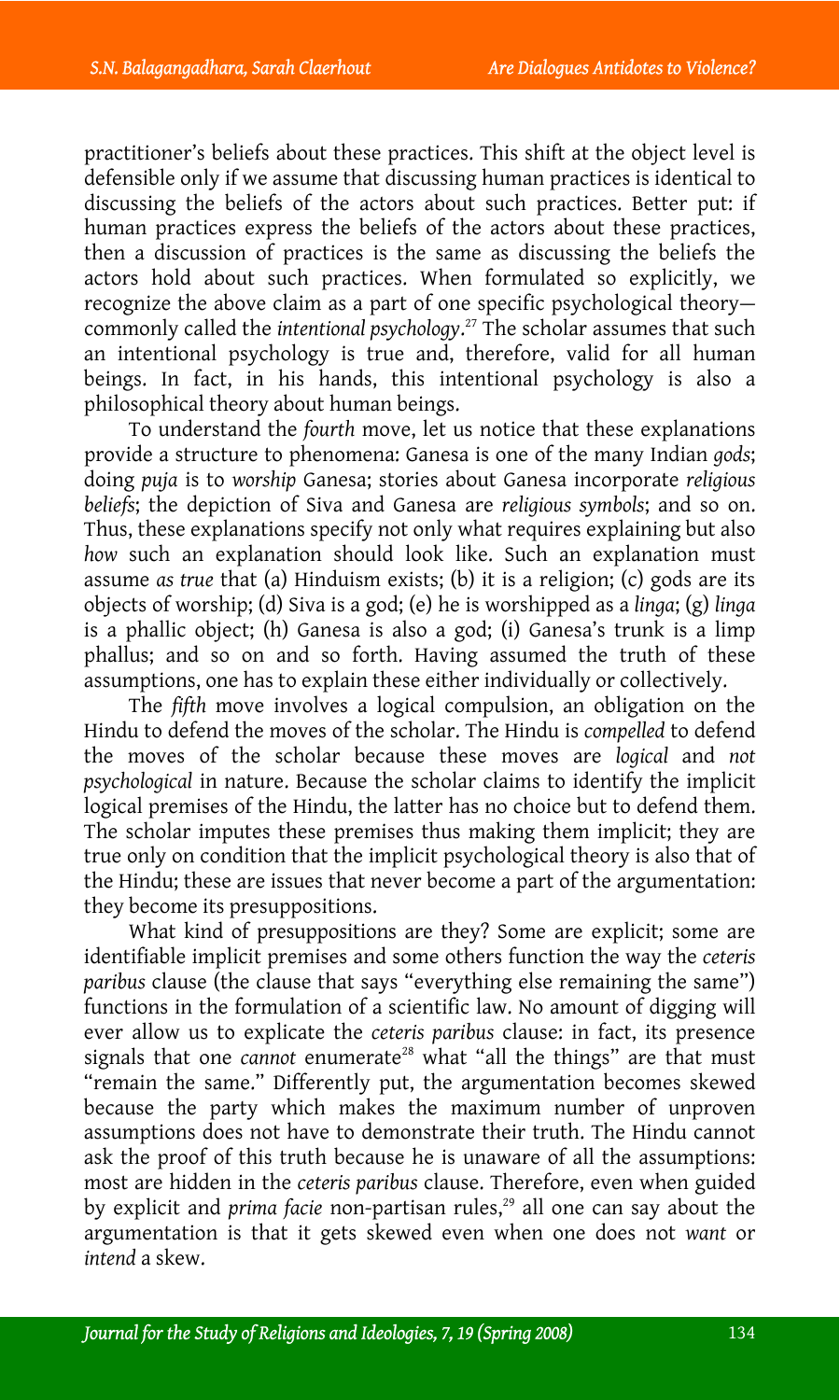practitioner's beliefs about these practices. This shift at the object level is defensible only if we assume that discussing human practices is identical to discussing the beliefs of the actors about such practices. Better put: if human practices express the beliefs of the actors about these practices, then a discussion of practices is the same as discussing the beliefs the actors hold about such practices. When formulated so explicitly, we recognize the above claim as a part of one specific psychological theory—commonly called the *intentional psychology*.[27] The scholar assumes that such an intentional psychology is true and, therefore, valid for all human beings. In fact, in his hands, this intentional psychology is also a philosophical theory about human beings.

To understand the *fourth* move, let us notice that these explanations provide a structure to phenomena: Ganesa is one of the many Indian *gods*; doing *puja* is to *worship* Ganesa; stories about Ganesa incorporate *religious beliefs*; the depiction of Siva and Ganesa are *religious symbols*; and so on. Thus, these explanations specify not only what requires explaining but also *how* such an explanation should look like. Such an explanation must assume *as true* that (a) Hinduism exists; (b) it is a religion; (c) gods are its objects of worship; (d) Siva is a god; (e) he is worshipped as a *linga*; (g) *linga* is a phallic object; (h) Ganesa is also a god; (i) Ganesa's trunk is a limp phallus; and so on and so forth. Having assumed the truth of these assumptions, one has to explain these either individually or collectively.

The *fifth* move involves a logical compulsion, an obligation on the Hindu to defend the moves of the scholar. The Hindu is *compelled* to defend the moves of the scholar because these moves are *logical* and *not psychological* in nature. Because the scholar claims to identify the implicit logical premises of the Hindu, the latter has no choice but to defend them. The scholar imputes these premises thus making them implicit; they are true only on condition that the implicit psychological theory is also that of the Hindu; these are issues that never become a part of the argumentation: they become its presuppositions.

What kind of presuppositions are they? Some are explicit; some are identifiable implicit premises and some others function the way the *ceteris paribus* clause (the clause that says "everything else remaining the same") functions in the formulation of a scientific law. No amount of digging will ever allow us to explicate the *ceteris paribus* clause: in fact, its presence signals that one *cannot* enumerate[28] what "all the things" are that must "remain the same." Differently put, the argumentation becomes skewed because the party which makes the maximum number of unproven assumptions does not have to demonstrate their truth. The Hindu cannot ask the proof of this truth because he is unaware of all the assumptions: most are hidden in the *ceteris paribus* clause. Therefore, even when guided by explicit and *prima facie* non-partisan rules,[29] all one can say about the argumentation is that it gets skewed even when one does not *want* or *intend* a skew.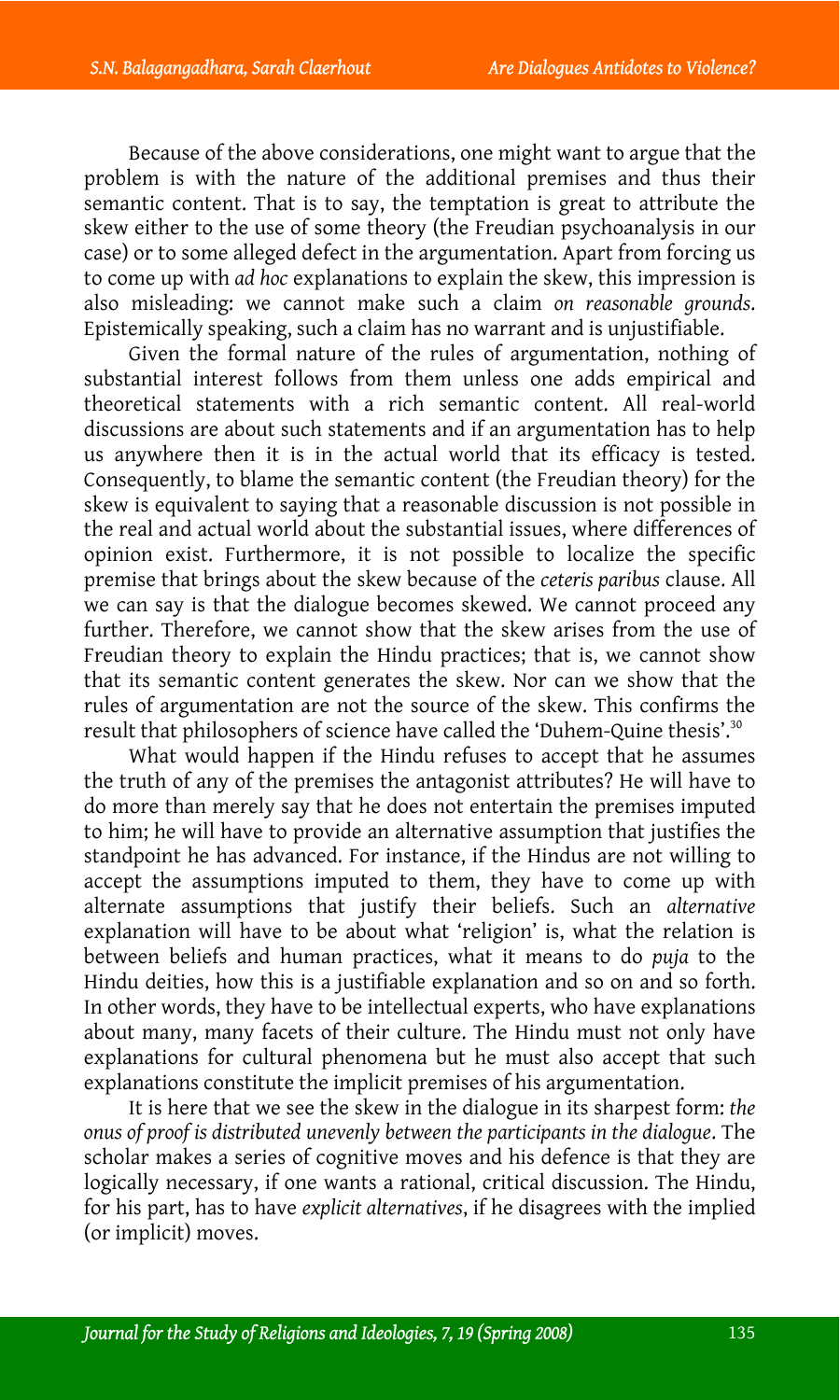Because of the above considerations, one might want to argue that the problem is with the nature of the additional premises and thus their semantic content. That is to say, the temptation is great to attribute the skew either to the use of some theory (the Freudian psychoanalysis in our case) or to some alleged defect in the argumentation. Apart from forcing us to come up with *ad hoc* explanations to explain the skew, this impression is also misleading: we cannot make such a claim *on reasonable grounds*. Epistemically speaking, such a claim has no warrant and is unjustifiable.

Given the formal nature of the rules of argumentation, nothing of substantial interest follows from them unless one adds empirical and theoretical statements with a rich semantic content. All real-world discussions are about such statements and if an argumentation has to help us anywhere then it is in the actual world that its efficacy is tested. Consequently, to blame the semantic content (the Freudian theory) for the skew is equivalent to saying that a reasonable discussion is not possible in the real and actual world about the substantial issues, where differences of opinion exist. Furthermore, it is not possible to localize the specific premise that brings about the skew because of the *ceteris paribus* clause. All we can say is that the dialogue becomes skewed. We cannot proceed any further. Therefore, we cannot show that the skew arises from the use of Freudian theory to explain the Hindu practices; that is, we cannot show that its semantic content generates the skew. Nor can we show that the rules of argumentation are not the source of the skew. This confirms the result that philosophers of science have called the 'Duhem-Quine thesis'.[30]

What would happen if the Hindu refuses to accept that he assumes the truth of any of the premises the antagonist attributes? He will have to do more than merely say that he does not entertain the premises imputed to him; he will have to provide an alternative assumption that justifies the standpoint he has advanced. For instance, if the Hindus are not willing to accept the assumptions imputed to them, they have to come up with alternate assumptions that justify their beliefs. Such an *alternative* explanation will have to be about what 'religion' is, what the relation is between beliefs and human practices, what it means to do *puja* to the Hindu deities, how this is a justifiable explanation and so on and so forth. In other words, they have to be intellectual experts, who have explanations about many, many facets of their culture. The Hindu must not only have explanations for cultural phenomena but he must also accept that such explanations constitute the implicit premises of his argumentation.

It is here that we see the skew in the dialogue in its sharpest form: *the onus of proof is distributed unevenly between the participants in the dialogue*. The scholar makes a series of cognitive moves and his defence is that they are logically necessary, if one wants a rational, critical discussion. The Hindu, for his part, has to have *explicit alternatives*, if he disagrees with the implied (or implicit) moves.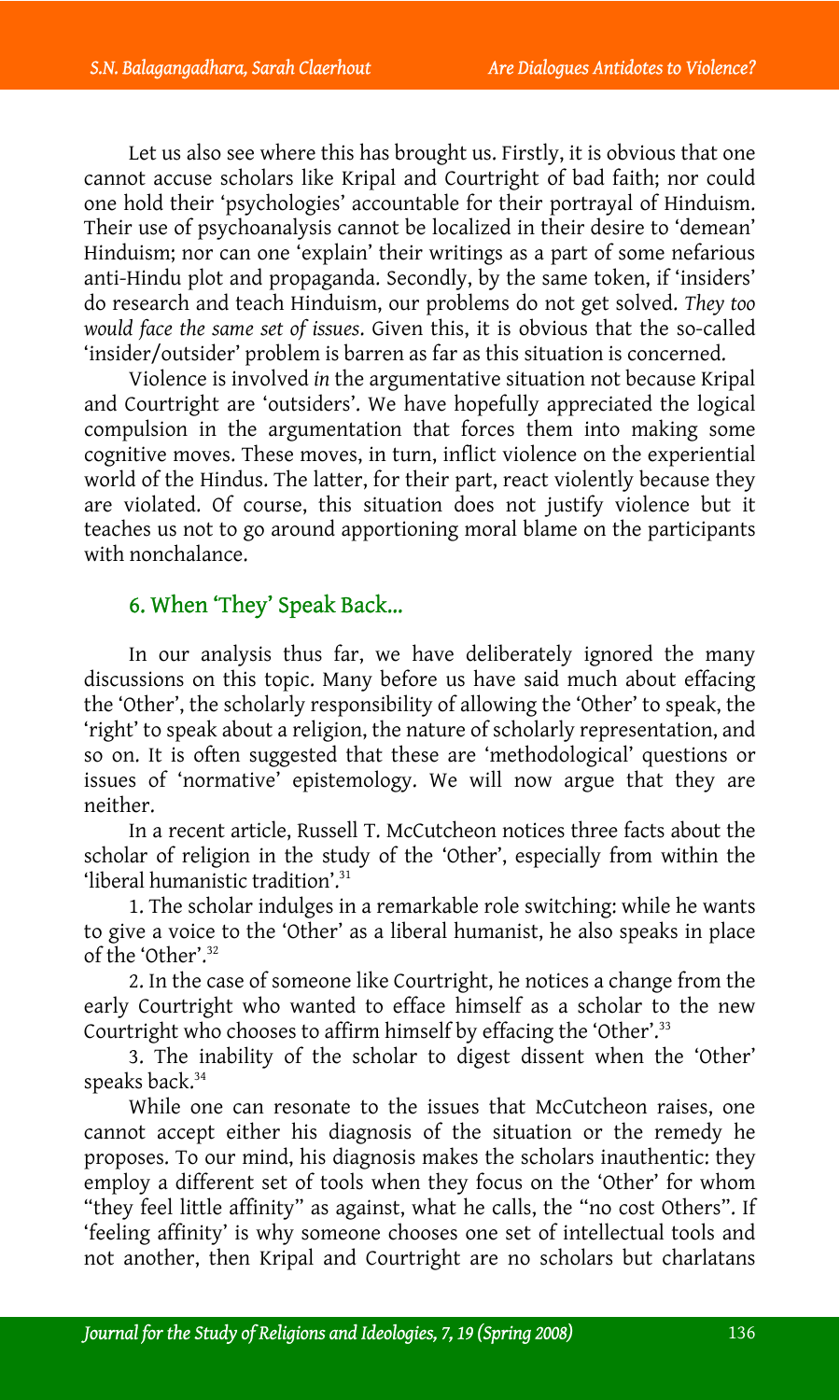Let us also see where this has brought us. Firstly, it is obvious that one cannot accuse scholars like Kripal and Courtright of bad faith; nor could one hold their 'psychologies' accountable for their portrayal of Hinduism. Their use of psychoanalysis cannot be localized in their desire to 'demean' Hinduism; nor can one 'explain' their writings as a part of some nefarious anti-Hindu plot and propaganda. Secondly, by the same token, if 'insiders' do research and teach Hinduism, our problems do not get solved. *They too would face the same set of issues*. Given this, it is obvious that the so-called 'insider/outsider' problem is barren as far as this situation is concerned.

Violence is involved *in* the argumentative situation not because Kripal and Courtright are 'outsiders'. We have hopefully appreciated the logical compulsion in the argumentation that forces them into making some cognitive moves. These moves, in turn, inflict violence on the experiential world of the Hindus. The latter, for their part, react violently because they are violated. Of course, this situation does not justify violence but it teaches us not to go around apportioning moral blame on the participants with nonchalance.

## 6. When 'They' Speak Back...

In our analysis thus far, we have deliberately ignored the many discussions on this topic. Many before us have said much about effacing the 'Other', the scholarly responsibility of allowing the 'Other' to speak, the 'right' to speak about a religion, the nature of scholarly representation, and so on. It is often suggested that these are 'methodological' questions or issues of 'normative' epistemology. We will now argue that they are neither.

In a recent article, Russell T. McCutcheon notices three facts about the scholar of religion in the study of the 'Other', especially from within the 'liberal humanistic tradition'.[31]

1. The scholar indulges in a remarkable role switching: while he wants to give a voice to the 'Other' as a liberal humanist, he also speaks in place of the 'Other'.[32]

2. In the case of someone like Courtright, he notices a change from the early Courtright who wanted to efface himself as a scholar to the new Courtright who chooses to affirm himself by effacing the 'Other'.[33]

3. The inability of the scholar to digest dissent when the 'Other' speaks back.[34]

While one can resonate to the issues that McCutcheon raises, one cannot accept either his diagnosis of the situation or the remedy he proposes. To our mind, his diagnosis makes the scholars inauthentic: they employ a different set of tools when they focus on the 'Other' for whom "they feel little affinity" as against, what he calls, the "no cost Others". If 'feeling affinity' is why someone chooses one set of intellectual tools and not another, then Kripal and Courtright are no scholars but charlatans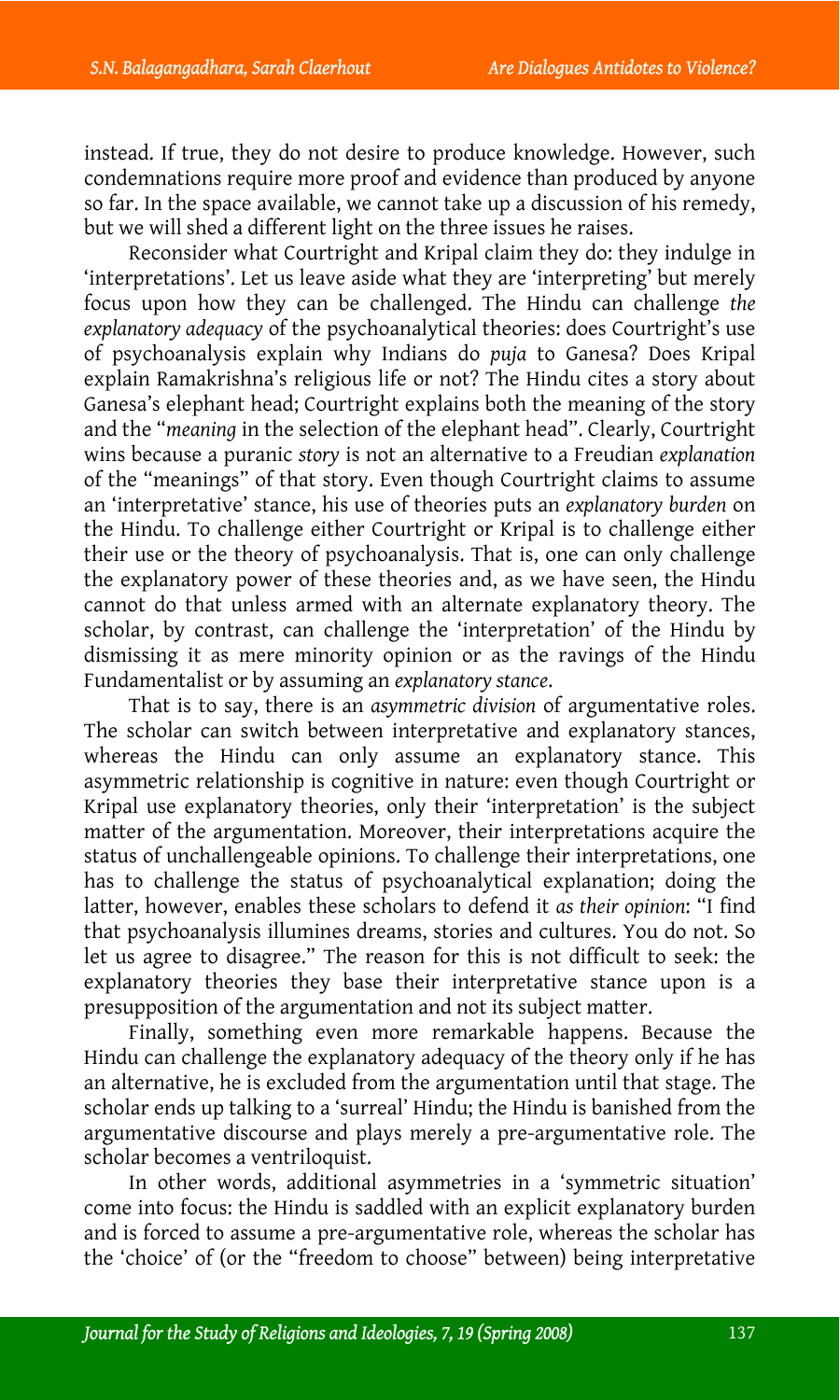instead. If true, they do not desire to produce knowledge. However, such condemnations require more proof and evidence than produced by anyone so far. In the space available, we cannot take up a discussion of his remedy, but we will shed a different light on the three issues he raises.

Reconsider what Courtright and Kripal claim they do: they indulge in 'interpretations'. Let us leave aside what they are 'interpreting' but merely focus upon how they can be challenged. The Hindu can challenge *the explanatory adequacy* of the psychoanalytical theories: does Courtright's use of psychoanalysis explain why Indians do *puja* to Ganesa? Does Kripal explain Ramakrishna's religious life or not? The Hindu cites a story about Ganesa's elephant head; Courtright explains both the meaning of the story and the "*meaning* in the selection of the elephant head". Clearly, Courtright wins because a puranic *story* is not an alternative to a Freudian *explanation* of the "meanings" of that story. Even though Courtright claims to assume an 'interpretative' stance, his use of theories puts an *explanatory burden* on the Hindu. To challenge either Courtright or Kripal is to challenge either their use or the theory of psychoanalysis. That is, one can only challenge the explanatory power of these theories and, as we have seen, the Hindu cannot do that unless armed with an alternate explanatory theory. The scholar, by contrast, can challenge the 'interpretation' of the Hindu by dismissing it as mere minority opinion or as the ravings of the Hindu Fundamentalist or by assuming an *explanatory stance*.

That is to say, there is an *asymmetric division* of argumentative roles. The scholar can switch between interpretative and explanatory stances, whereas the Hindu can only assume an explanatory stance. This asymmetric relationship is cognitive in nature: even though Courtright or Kripal use explanatory theories, only their 'interpretation' is the subject matter of the argumentation. Moreover, their interpretations acquire the status of unchallengeable opinions. To challenge their interpretations, one has to challenge the status of psychoanalytical explanation; doing the latter, however, enables these scholars to defend it *as their opinion*: "I find that psychoanalysis illumines dreams, stories and cultures. You do not. So let us agree to disagree." The reason for this is not difficult to seek: the explanatory theories they base their interpretative stance upon is a presupposition of the argumentation and not its subject matter.

Finally, something even more remarkable happens. Because the Hindu can challenge the explanatory adequacy of the theory only if he has an alternative, he is excluded from the argumentation until that stage. The scholar ends up talking to a 'surreal' Hindu; the Hindu is banished from the argumentative discourse and plays merely a pre-argumentative role. The scholar becomes a ventriloquist.

In other words, additional asymmetries in a 'symmetric situation' come into focus: the Hindu is saddled with an explicit explanatory burden and is forced to assume a pre-argumentative role, whereas the scholar has the 'choice' of (or the "freedom to choose" between) being interpretative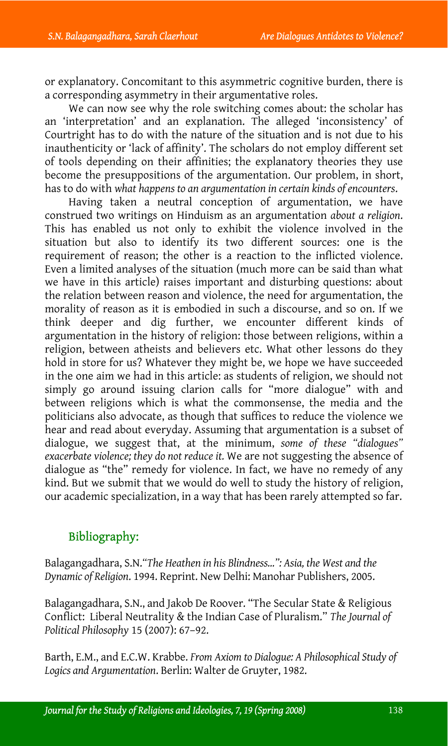or explanatory. Concomitant to this asymmetric cognitive burden, there is a corresponding asymmetry in their argumentative roles.

We can now see why the role switching comes about: the scholar has an 'interpretation' and an explanation. The alleged 'inconsistency' of Courtright has to do with the nature of the situation and is not due to his inauthenticity or 'lack of affinity'. The scholars do not employ different set of tools depending on their affinities; the explanatory theories they use become the presuppositions of the argumentation. Our problem, in short, has to do with *what happens to an argumentation in certain kinds of encounters*.

Having taken a neutral conception of argumentation, we have construed two writings on Hinduism as an argumentation *about a religion*. This has enabled us not only to exhibit the violence involved in the situation but also to identify its two different sources: one is the requirement of reason; the other is a reaction to the inflicted violence. Even a limited analyses of the situation (much more can be said than what we have in this article) raises important and disturbing questions: about the relation between reason and violence, the need for argumentation, the morality of reason as it is embodied in such a discourse, and so on. If we think deeper and dig further, we encounter different kinds of argumentation in the history of religion: those between religions, within a religion, between atheists and believers etc. What other lessons do they hold in store for us? Whatever they might be, we hope we have succeeded in the one aim we had in this article: as students of religion, we should not simply go around issuing clarion calls for "more dialogue" with and between religions which is what the commonsense, the media and the politicians also advocate, as though that suffices to reduce the violence we hear and read about everyday. Assuming that argumentation is a subset of dialogue, we suggest that, at the minimum, *some of these "dialogues" exacerbate violence; they do not reduce it.* We are not suggesting the absence of dialogue as "the" remedy for violence. In fact, we have no remedy of any kind. But we submit that we would do well to study the history of religion, our academic specialization, in a way that has been rarely attempted so far.

## Bibliography:

Balagangadhara, S.N.*"The Heathen in his Blindness...": Asia, the West and the Dynamic of Religion*. 1994. Reprint. New Delhi: Manohar Publishers, 2005.

Balagangadhara, S.N., and Jakob De Roover. "The Secular State & Religious Conflict: Liberal Neutrality & the Indian Case of Pluralism." *The Journal of Political Philosophy* 15 (2007): 67–92.

Barth, E.M., and E.C.W. Krabbe. *From Axiom to Dialogue: A Philosophical Study of Logics and Argumentation*. Berlin: Walter de Gruyter, 1982.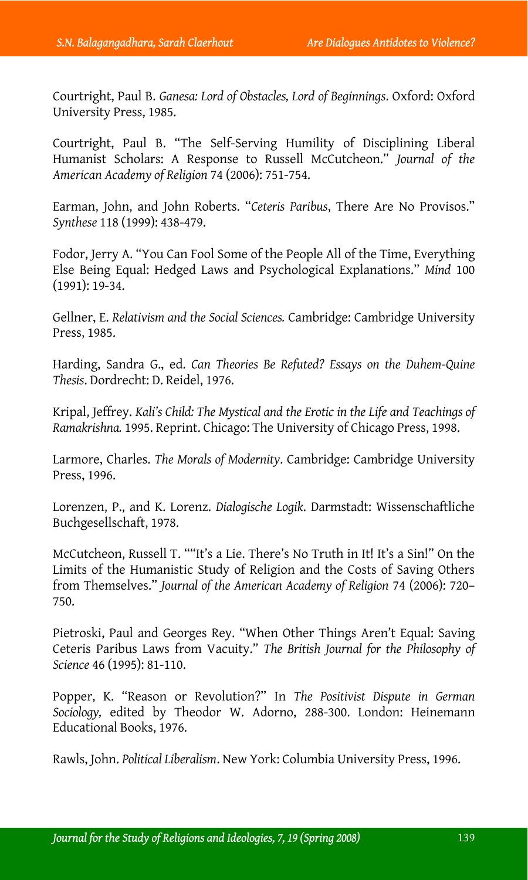Courtright, Paul B. *Ganesa: Lord of Obstacles, Lord of Beginnings*. Oxford: Oxford University Press, 1985.

Courtright, Paul B. "The Self-Serving Humility of Disciplining Liberal Humanist Scholars: A Response to Russell McCutcheon." *Journal of the American Academy of Religion* 74 (2006): 751-754.

Earman, John, and John Roberts. "*Ceteris Paribus*, There Are No Provisos." *Synthese* 118 (1999): 438-479.

Fodor, Jerry A. "You Can Fool Some of the People All of the Time, Everything Else Being Equal: Hedged Laws and Psychological Explanations." *Mind* 100 (1991): 19-34.

Gellner, E. *Relativism and the Social Sciences.* Cambridge: Cambridge University Press, 1985.

Harding, Sandra G., ed. *Can Theories Be Refuted? Essays on the Duhem-Quine Thesis*. Dordrecht: D. Reidel, 1976.

Kripal, Jeffrey. *Kali's Child: The Mystical and the Erotic in the Life and Teachings of Ramakrishna.* 1995. Reprint. Chicago: The University of Chicago Press, 1998.

Larmore, Charles. *The Morals of Modernity*. Cambridge: Cambridge University Press, 1996.

Lorenzen, P., and K. Lorenz. *Dialogische Logik*. Darmstadt: Wissenschaftliche Buchgesellschaft, 1978.

McCutcheon, Russell T. ""It's a Lie. There's No Truth in It! It's a Sin!" On the Limits of the Humanistic Study of Religion and the Costs of Saving Others from Themselves." *Journal of the American Academy of Religion* 74 (2006): 720–750.

Pietroski, Paul and Georges Rey. "When Other Things Aren't Equal: Saving Ceteris Paribus Laws from Vacuity." *The British Journal for the Philosophy of Science* 46 (1995): 81-110.

Popper, K. "Reason or Revolution?" In *The Positivist Dispute in German Sociology,* edited by Theodor W. Adorno, 288-300. London: Heinemann Educational Books, 1976.

Rawls, John. *Political Liberalism*. New York: Columbia University Press, 1996.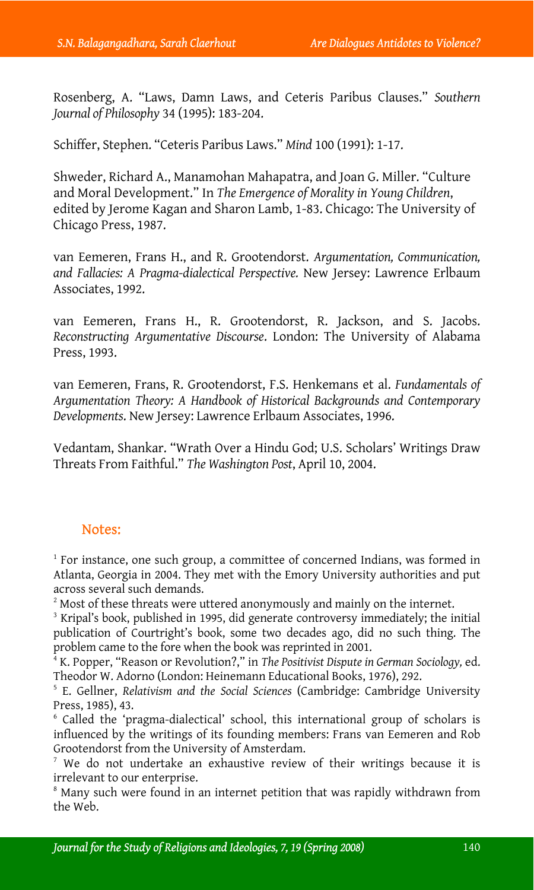Rosenberg, A. "Laws, Damn Laws, and Ceteris Paribus Clauses." *Southern Journal of Philosophy* 34 (1995): 183-204.

Schiffer, Stephen. "Ceteris Paribus Laws." *Mind* 100 (1991): 1-17.

Shweder, Richard A., Manamohan Mahapatra, and Joan G. Miller. "Culture and Moral Development." In *The Emergence of Morality in Young Children*, edited by Jerome Kagan and Sharon Lamb, 1-83. Chicago: The University of Chicago Press, 1987.

van Eemeren, Frans H., and R. Grootendorst. *Argumentation, Communication, and Fallacies: A Pragma-dialectical Perspective.* New Jersey: Lawrence Erlbaum Associates, 1992.

van Eemeren, Frans H., R. Grootendorst, R. Jackson, and S. Jacobs. *Reconstructing Argumentative Discourse*. London: The University of Alabama Press, 1993.

van Eemeren, Frans, R. Grootendorst, F.S. Henkemans et al. *Fundamentals of Argumentation Theory: A Handbook of Historical Backgrounds and Contemporary Developments.* New Jersey: Lawrence Erlbaum Associates, 1996.

Vedantam, Shankar. "Wrath Over a Hindu God; U.S. Scholars' Writings Draw Threats From Faithful." *The Washington Post*, April 10, 2004.

## Notes:

[1] For instance, one such group, a committee of concerned Indians, was formed in Atlanta, Georgia in 2004. They met with the Emory University authorities and put across several such demands.

[2] Most of these threats were uttered anonymously and mainly on the internet.

[3] Kripal's book, published in 1995, did generate controversy immediately; the initial publication of Courtright's book, some two decades ago, did no such thing. The problem came to the fore when the book was reprinted in 2001.

[4] K. Popper, "Reason or Revolution?," in *The Positivist Dispute in German Sociology,* ed. Theodor W. Adorno (London: Heinemann Educational Books, 1976), 292.

[5] E. Gellner, *Relativism and the Social Sciences* (Cambridge: Cambridge University Press, 1985), 43.

[6] Called the 'pragma-dialectical' school, this international group of scholars is influenced by the writings of its founding members: Frans van Eemeren and Rob Grootendorst from the University of Amsterdam.

[7] We do not undertake an exhaustive review of their writings because it is irrelevant to our enterprise.

[8] Many such were found in an internet petition that was rapidly withdrawn from the Web.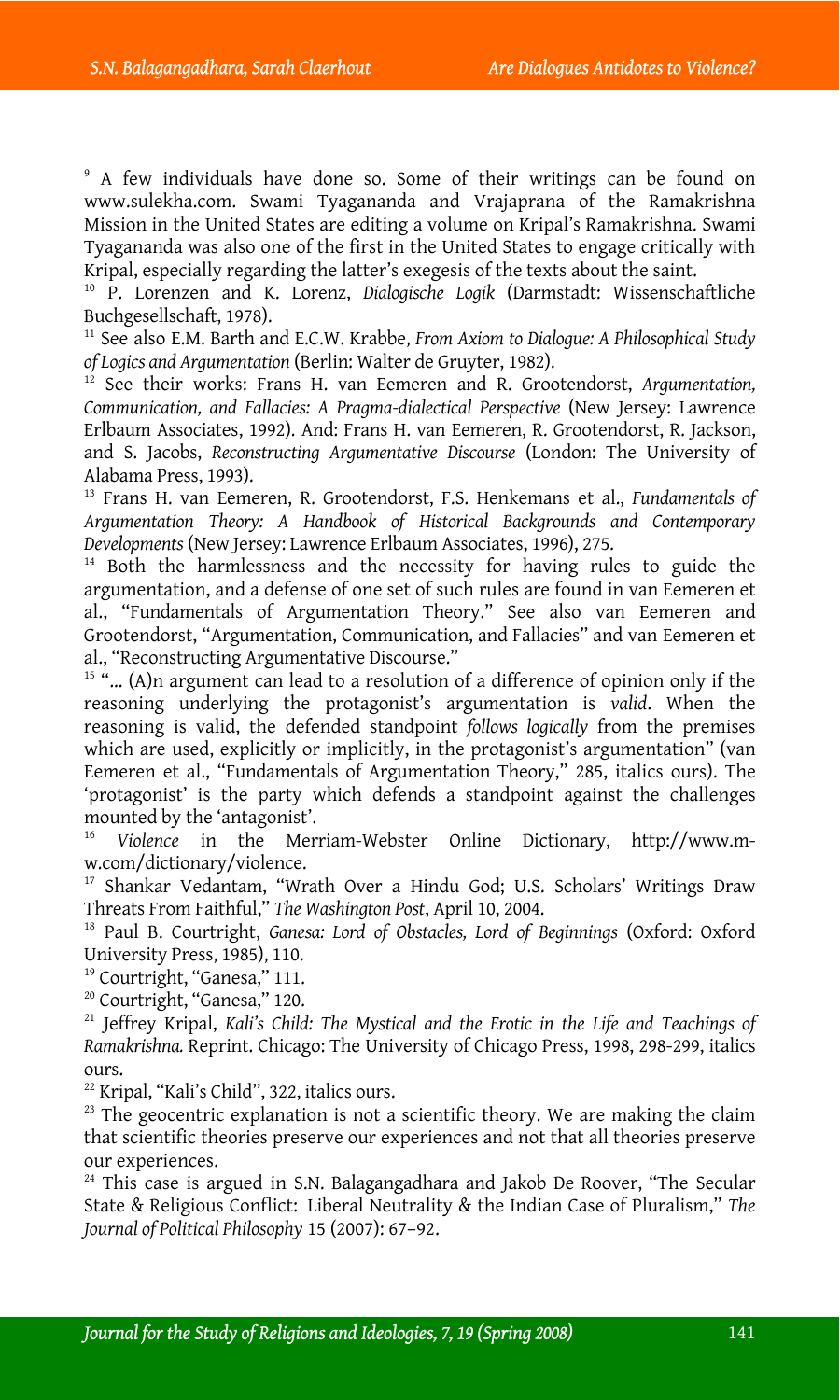[9] A few individuals have done so. Some of their writings can be found on www.sulekha.com. Swami Tyagananda and Vrajaprana of the Ramakrishna Mission in the United States are editing a volume on Kripal's Ramakrishna. Swami Tyagananda was also one of the first in the United States to engage critically with Kripal, especially regarding the latter's exegesis of the texts about the saint.

[10] P. Lorenzen and K. Lorenz, *Dialogische Logik* (Darmstadt: Wissenschaftliche Buchgesellschaft, 1978).

[11] See also E.M. Barth and E.C.W. Krabbe, *From Axiom to Dialogue: A Philosophical Study of Logics and Argumentation* (Berlin: Walter de Gruyter, 1982).

[12] See their works: Frans H. van Eemeren and R. Grootendorst, *Argumentation, Communication, and Fallacies: A Pragma-dialectical Perspective* (New Jersey: Lawrence Erlbaum Associates, 1992). And: Frans H. van Eemeren, R. Grootendorst, R. Jackson, and S. Jacobs, *Reconstructing Argumentative Discourse* (London: The University of Alabama Press, 1993).

[13] Frans H. van Eemeren, R. Grootendorst, F.S. Henkemans et al., *Fundamentals of Argumentation Theory: A Handbook of Historical Backgrounds and Contemporary Developments* (New Jersey: Lawrence Erlbaum Associates, 1996), 275.

[14] Both the harmlessness and the necessity for having rules to guide the argumentation, and a defense of one set of such rules are found in van Eemeren et al., "Fundamentals of Argumentation Theory." See also van Eemeren and Grootendorst, "Argumentation, Communication, and Fallacies" and van Eemeren et al., "Reconstructing Argumentative Discourse."

[15] "… (A)n argument can lead to a resolution of a difference of opinion only if the reasoning underlying the protagonist's argumentation is *valid*. When the reasoning is valid, the defended standpoint *follows logically* from the premises which are used, explicitly or implicitly, in the protagonist's argumentation" (van Eemeren et al., "Fundamentals of Argumentation Theory," 285, italics ours). The 'protagonist' is the party which defends a standpoint against the challenges mounted by the 'antagonist'.

[16] *Violence* in the Merriam-Webster Online Dictionary, http://www.m-w.com/dictionary/violence.

[17] Shankar Vedantam, "Wrath Over a Hindu God; U.S. Scholars' Writings Draw Threats From Faithful," *The Washington Post*, April 10, 2004.

[18] Paul B. Courtright, *Ganesa: Lord of Obstacles, Lord of Beginnings* (Oxford: Oxford University Press, 1985), 110.

[19] Courtright, "Ganesa," 111.

[20] Courtright, "Ganesa," 120.

[21] Jeffrey Kripal, *Kali's Child: The Mystical and the Erotic in the Life and Teachings of Ramakrishna.* Reprint. Chicago: The University of Chicago Press, 1998, 298-299, italics ours.

[22] Kripal, "Kali's Child", 322, italics ours.

[23] The geocentric explanation is not a scientific theory. We are making the claim that scientific theories preserve our experiences and not that all theories preserve our experiences.

[24] This case is argued in S.N. Balagangadhara and Jakob De Roover, "The Secular State & Religious Conflict: Liberal Neutrality & the Indian Case of Pluralism," *The Journal of Political Philosophy* 15 (2007): 67–92.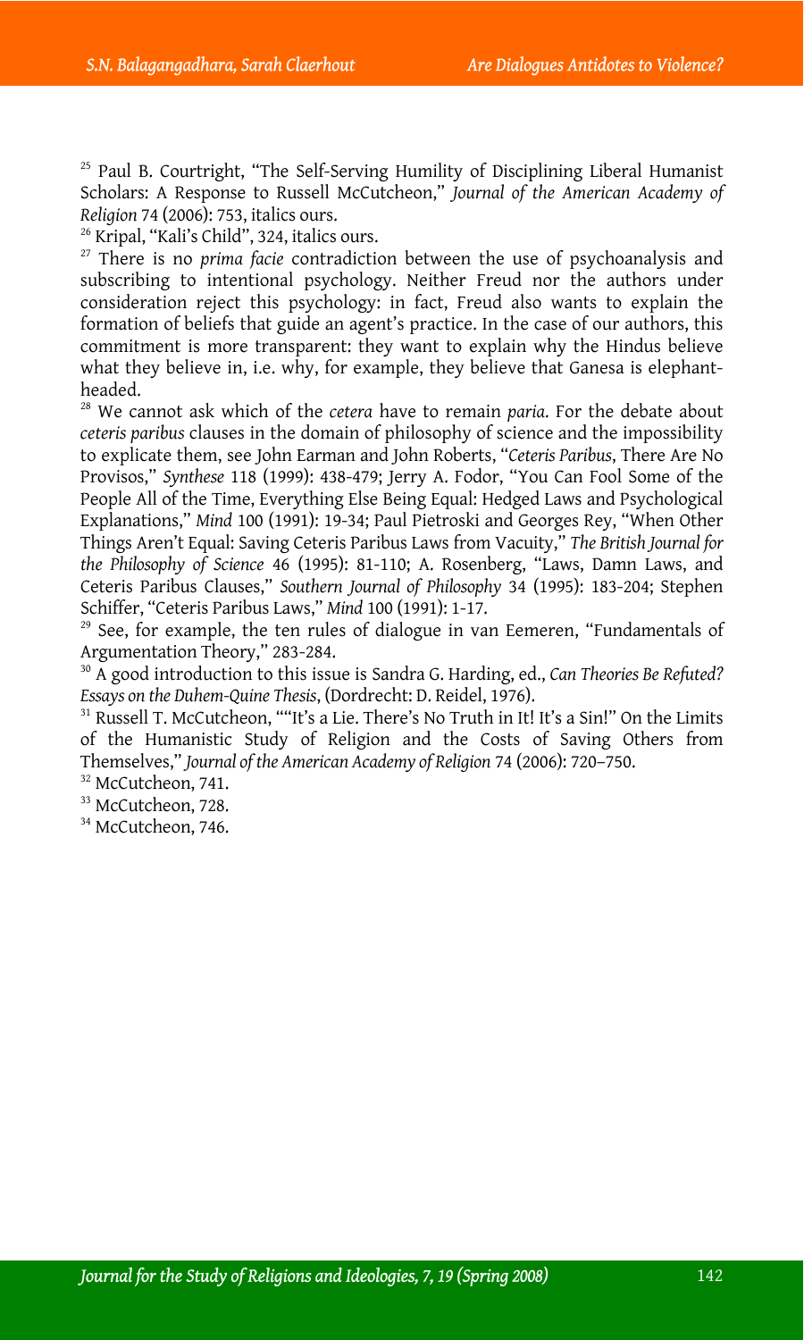[25] Paul B. Courtright, "The Self-Serving Humility of Disciplining Liberal Humanist Scholars: A Response to Russell McCutcheon," *Journal of the American Academy of Religion* 74 (2006): 753, italics ours.

[26] Kripal, "Kali's Child", 324, italics ours.

[27] There is no *prima facie* contradiction between the use of psychoanalysis and subscribing to intentional psychology. Neither Freud nor the authors under consideration reject this psychology: in fact, Freud also wants to explain the formation of beliefs that guide an agent's practice. In the case of our authors, this commitment is more transparent: they want to explain why the Hindus believe what they believe in, i.e. why, for example, they believe that Ganesa is elephant-headed.

[28] We cannot ask which of the *cetera* have to remain *paria*. For the debate about *ceteris paribus* clauses in the domain of philosophy of science and the impossibility to explicate them, see John Earman and John Roberts, "*Ceteris Paribus*, There Are No Provisos," *Synthese* 118 (1999): 438-479; Jerry A. Fodor, "You Can Fool Some of the People All of the Time, Everything Else Being Equal: Hedged Laws and Psychological Explanations," *Mind* 100 (1991): 19-34; Paul Pietroski and Georges Rey, "When Other Things Aren't Equal: Saving Ceteris Paribus Laws from Vacuity," *The British Journal for the Philosophy of Science* 46 (1995): 81-110; A. Rosenberg, "Laws, Damn Laws, and Ceteris Paribus Clauses," *Southern Journal of Philosophy* 34 (1995): 183-204; Stephen Schiffer, "Ceteris Paribus Laws," *Mind* 100 (1991): 1-17.

[29] See, for example, the ten rules of dialogue in van Eemeren, "Fundamentals of Argumentation Theory," 283-284.

[30] A good introduction to this issue is Sandra G. Harding, ed., *Can Theories Be Refuted? Essays on the Duhem-Quine Thesis*, (Dordrecht: D. Reidel, 1976).

[31] Russell T. McCutcheon, ""It's a Lie. There's No Truth in It! It's a Sin!" On the Limits of the Humanistic Study of Religion and the Costs of Saving Others from Themselves," *Journal of the American Academy of Religion* 74 (2006): 720–750.

[32] McCutcheon, 741.

[33] McCutcheon, 728.

[34] McCutcheon, 746.